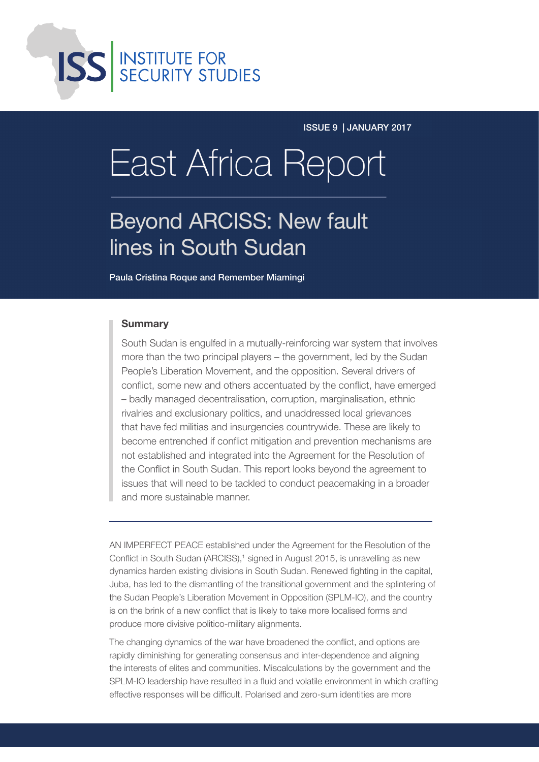INSTITUTE FOR SECURITY STUDIES

ISSUE 9 | JANUARY 2017

# East Africa Report

## Beyond ARCISS: New fault lines in South Sudan

Paula Cristina Roque and Remember Miamingi

### Summary

South Sudan is engulfed in a mutually-reinforcing war system that involves more than the two principal players – the government, led by the Sudan People's Liberation Movement, and the opposition. Several drivers of conflict, some new and others accentuated by the conflict, have emerged – badly managed decentralisation, corruption, marginalisation, ethnic rivalries and exclusionary politics, and unaddressed local grievances that have fed militias and insurgencies countrywide. These are likely to become entrenched if conflict mitigation and prevention mechanisms are not established and integrated into the Agreement for the Resolution of the Conflict in South Sudan. This report looks beyond the agreement to issues that will need to be tackled to conduct peacemaking in a broader and more sustainable manner.

AN IMPERFECT PEACE established under the Agreement for the Resolution of the Conflict in South Sudan (ARCISS),[1] signed in August 2015, is unravelling as new dynamics harden existing divisions in South Sudan. Renewed fighting in the capital, Juba, has led to the dismantling of the transitional government and the splintering of the Sudan People's Liberation Movement in Opposition (SPLM-IO), and the country is on the brink of a new conflict that is likely to take more localised forms and produce more divisive politico-military alignments.

The changing dynamics of the war have broadened the conflict, and options are rapidly diminishing for generating consensus and inter-dependence and aligning the interests of elites and communities. Miscalculations by the government and the SPLM-IO leadership have resulted in a fluid and volatile environment in which crafting effective responses will be difficult. Polarised and zero-sum identities are more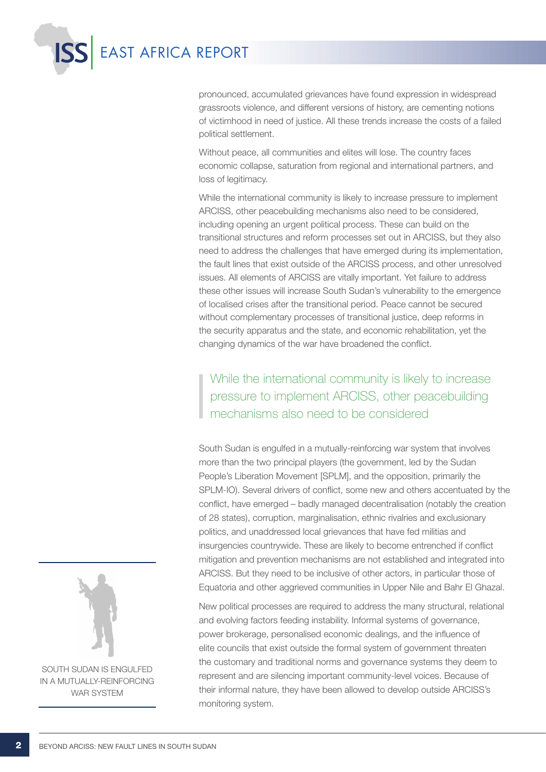pronounced, accumulated grievances have found expression in widespread grassroots violence, and different versions of history, are cementing notions of victimhood in need of justice. All these trends increase the costs of a failed political settlement.

Without peace, all communities and elites will lose. The country faces economic collapse, saturation from regional and international partners, and loss of legitimacy.

While the international community is likely to increase pressure to implement ARCISS, other peacebuilding mechanisms also need to be considered, including opening an urgent political process. These can build on the transitional structures and reform processes set out in ARCISS, but they also need to address the challenges that have emerged during its implementation, the fault lines that exist outside of the ARCISS process, and other unresolved issues. All elements of ARCISS are vitally important. Yet failure to address these other issues will increase South Sudan's vulnerability to the emergence of localised crises after the transitional period. Peace cannot be secured without complementary processes of transitional justice, deep reforms in the security apparatus and the state, and economic rehabilitation, yet the changing dynamics of the war have broadened the conflict.

> While the international community is likely to increase pressure to implement ARCISS, other peacebuilding mechanisms also need to be considered

South Sudan is engulfed in a mutually-reinforcing war system that involves more than the two principal players (the government, led by the Sudan People's Liberation Movement [SPLM], and the opposition, primarily the SPLM-IO). Several drivers of conflict, some new and others accentuated by the conflict, have emerged – badly managed decentralisation (notably the creation of 28 states), corruption, marginalisation, ethnic rivalries and exclusionary politics, and unaddressed local grievances that have fed militias and insurgencies countrywide. These are likely to become entrenched if conflict mitigation and prevention mechanisms are not established and integrated into ARCISS. But they need to be inclusive of other actors, in particular those of Equatoria and other aggrieved communities in Upper Nile and Bahr El Ghazal.

New political processes are required to address the many structural, relational and evolving factors feeding instability. Informal systems of governance, power brokerage, personalised economic dealings, and the influence of elite councils that exist outside the formal system of government threaten the customary and traditional norms and governance systems they deem to represent and are silencing important community-level voices. Because of their informal nature, they have been allowed to develop outside ARCISS's monitoring system.

SOUTH SUDAN IS ENGULFED IN A MUTUALLY-REINFORCING WAR SYSTEM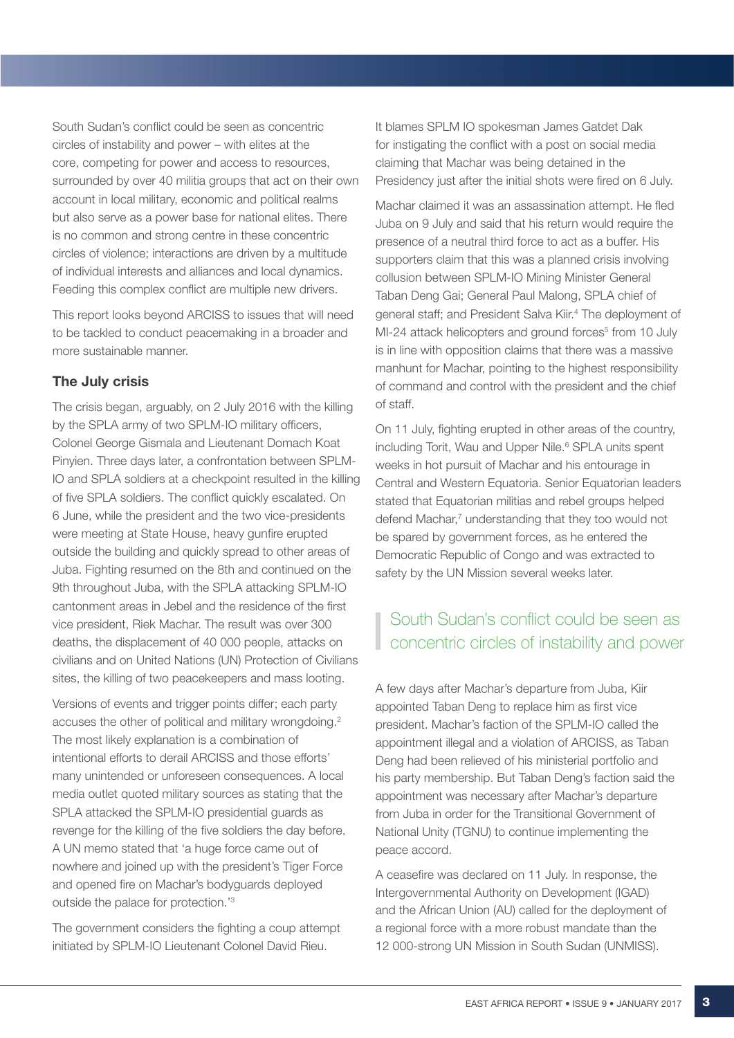South Sudan's conflict could be seen as concentric circles of instability and power – with elites at the core, competing for power and access to resources, surrounded by over 40 militia groups that act on their own account in local military, economic and political realms but also serve as a power base for national elites. There is no common and strong centre in these concentric circles of violence; interactions are driven by a multitude of individual interests and alliances and local dynamics. Feeding this complex conflict are multiple new drivers.

This report looks beyond ARCISS to issues that will need to be tackled to conduct peacemaking in a broader and more sustainable manner.

### The July crisis

The crisis began, arguably, on 2 July 2016 with the killing by the SPLA army of two SPLM-IO military officers, Colonel George Gismala and Lieutenant Domach Koat Pinyien. Three days later, a confrontation between SPLM-IO and SPLA soldiers at a checkpoint resulted in the killing of five SPLA soldiers. The conflict quickly escalated. On 6 June, while the president and the two vice-presidents were meeting at State House, heavy gunfire erupted outside the building and quickly spread to other areas of Juba. Fighting resumed on the 8th and continued on the 9th throughout Juba, with the SPLA attacking SPLM-IO cantonment areas in Jebel and the residence of the first vice president, Riek Machar. The result was over 300 deaths, the displacement of 40 000 people, attacks on civilians and on United Nations (UN) Protection of Civilians sites, the killing of two peacekeepers and mass looting.

Versions of events and trigger points differ; each party accuses the other of political and military wrongdoing.[2] The most likely explanation is a combination of intentional efforts to derail ARCISS and those efforts' many unintended or unforeseen consequences. A local media outlet quoted military sources as stating that the SPLA attacked the SPLM-IO presidential guards as revenge for the killing of the five soldiers the day before. A UN memo stated that 'a huge force came out of nowhere and joined up with the president's Tiger Force and opened fire on Machar's bodyguards deployed outside the palace for protection.'[3]

The government considers the fighting a coup attempt initiated by SPLM-IO Lieutenant Colonel David Rieu. It blames SPLM IO spokesman James Gatdet Dak for instigating the conflict with a post on social media claiming that Machar was being detained in the Presidency just after the initial shots were fired on 6 July.

Machar claimed it was an assassination attempt. He fled Juba on 9 July and said that his return would require the presence of a neutral third force to act as a buffer. His supporters claim that this was a planned crisis involving collusion between SPLM-IO Mining Minister General Taban Deng Gai; General Paul Malong, SPLA chief of general staff; and President Salva Kiir.[4] The deployment of MI-24 attack helicopters and ground forces[5] from 10 July is in line with opposition claims that there was a massive manhunt for Machar, pointing to the highest responsibility of command and control with the president and the chief of staff.

On 11 July, fighting erupted in other areas of the country, including Torit, Wau and Upper Nile.[6] SPLA units spent weeks in hot pursuit of Machar and his entourage in Central and Western Equatoria. Senior Equatorian leaders stated that Equatorian militias and rebel groups helped defend Machar,[7] understanding that they too would not be spared by government forces, as he entered the Democratic Republic of Congo and was extracted to safety by the UN Mission several weeks later.

> South Sudan's conflict could be seen as concentric circles of instability and power

A few days after Machar's departure from Juba, Kiir appointed Taban Deng to replace him as first vice president. Machar's faction of the SPLM-IO called the appointment illegal and a violation of ARCISS, as Taban Deng had been relieved of his ministerial portfolio and his party membership. But Taban Deng's faction said the appointment was necessary after Machar's departure from Juba in order for the Transitional Government of National Unity (TGNU) to continue implementing the peace accord.

A ceasefire was declared on 11 July. In response, the Intergovernmental Authority on Development (IGAD) and the African Union (AU) called for the deployment of a regional force with a more robust mandate than the 12 000-strong UN Mission in South Sudan (UNMISS).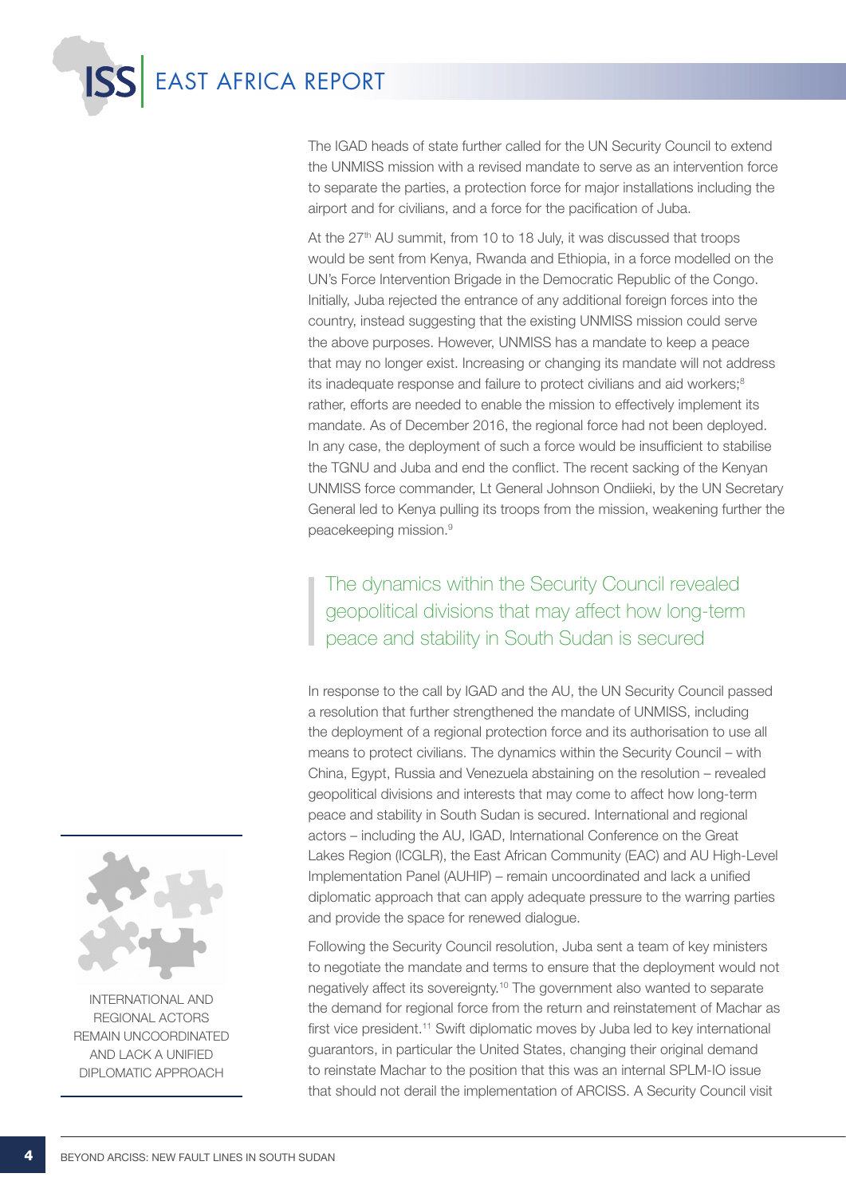The IGAD heads of state further called for the UN Security Council to extend the UNMISS mission with a revised mandate to serve as an intervention force to separate the parties, a protection force for major installations including the airport and for civilians, and a force for the pacification of Juba.

At the 27th AU summit, from 10 to 18 July, it was discussed that troops would be sent from Kenya, Rwanda and Ethiopia, in a force modelled on the UN's Force Intervention Brigade in the Democratic Republic of the Congo. Initially, Juba rejected the entrance of any additional foreign forces into the country, instead suggesting that the existing UNMISS mission could serve the above purposes. However, UNMISS has a mandate to keep a peace that may no longer exist. Increasing or changing its mandate will not address its inadequate response and failure to protect civilians and aid workers;[8] rather, efforts are needed to enable the mission to effectively implement its mandate. As of December 2016, the regional force had not been deployed. In any case, the deployment of such a force would be insufficient to stabilise the TGNU and Juba and end the conflict. The recent sacking of the Kenyan UNMISS force commander, Lt General Johnson Ondiieki, by the UN Secretary General led to Kenya pulling its troops from the mission, weakening further the peacekeeping mission.[9]

> The dynamics within the Security Council revealed geopolitical divisions that may affect how long-term peace and stability in South Sudan is secured

In response to the call by IGAD and the AU, the UN Security Council passed a resolution that further strengthened the mandate of UNMISS, including the deployment of a regional protection force and its authorisation to use all means to protect civilians. The dynamics within the Security Council – with China, Egypt, Russia and Venezuela abstaining on the resolution – revealed geopolitical divisions and interests that may come to affect how long-term peace and stability in South Sudan is secured. International and regional actors – including the AU, IGAD, International Conference on the Great Lakes Region (ICGLR), the East African Community (EAC) and AU High-Level Implementation Panel (AUHIP) – remain uncoordinated and lack a unified diplomatic approach that can apply adequate pressure to the warring parties and provide the space for renewed dialogue.

Following the Security Council resolution, Juba sent a team of key ministers to negotiate the mandate and terms to ensure that the deployment would not negatively affect its sovereignty.[10] The government also wanted to separate the demand for regional force from the return and reinstatement of Machar as first vice president.[11] Swift diplomatic moves by Juba led to key international guarantors, in particular the United States, changing their original demand to reinstate Machar to the position that this was an internal SPLM-IO issue that should not derail the implementation of ARCISS. A Security Council visit

INTERNATIONAL AND REGIONAL ACTORS REMAIN UNCOORDINATED AND LACK A UNIFIED DIPLOMATIC APPROACH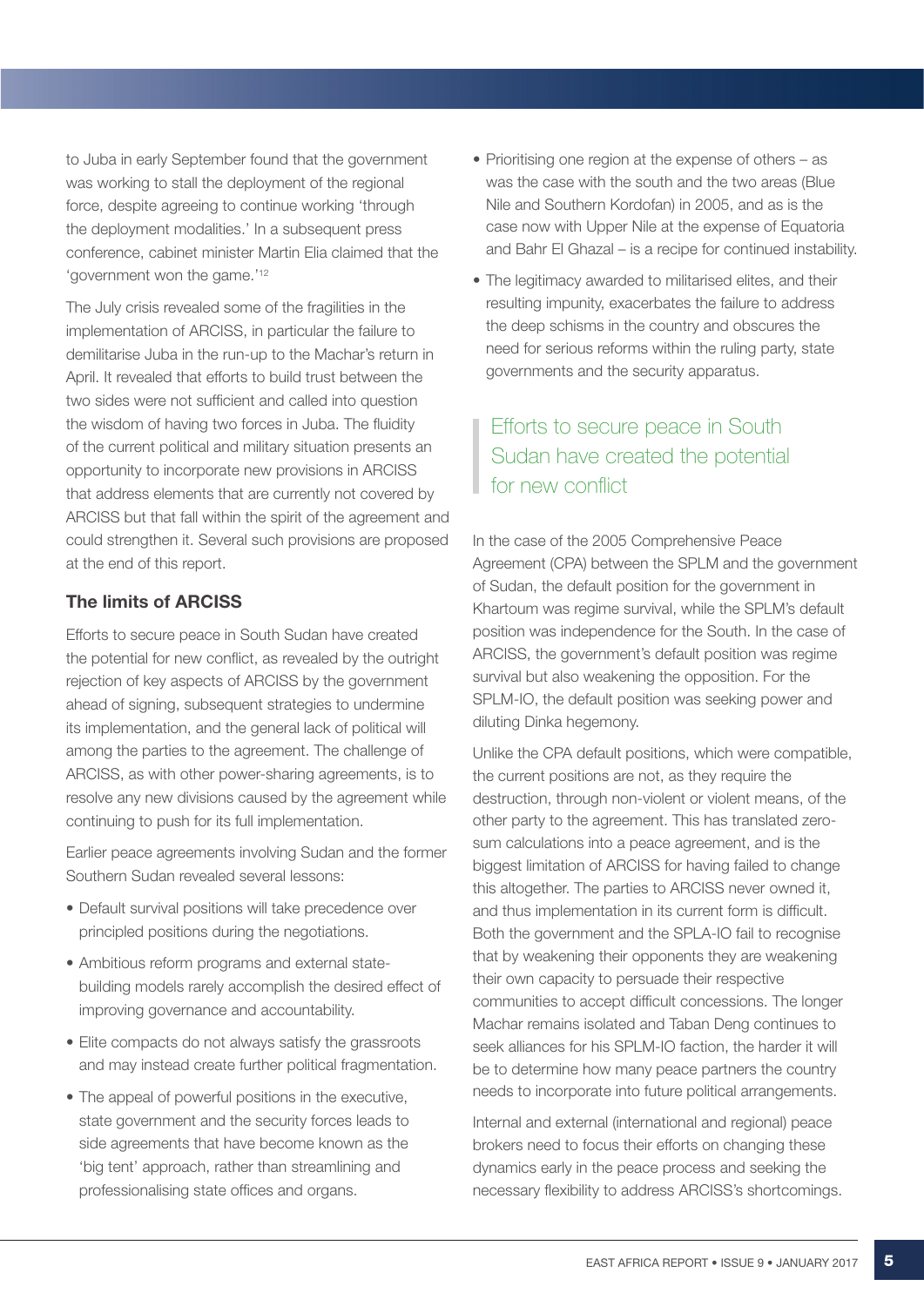to Juba in early September found that the government was working to stall the deployment of the regional force, despite agreeing to continue working 'through the deployment modalities.' In a subsequent press conference, cabinet minister Martin Elia claimed that the 'government won the game.'[12]

The July crisis revealed some of the fragilities in the implementation of ARCISS, in particular the failure to demilitarise Juba in the run-up to the Machar's return in April. It revealed that efforts to build trust between the two sides were not sufficient and called into question the wisdom of having two forces in Juba. The fluidity of the current political and military situation presents an opportunity to incorporate new provisions in ARCISS that address elements that are currently not covered by ARCISS but that fall within the spirit of the agreement and could strengthen it. Several such provisions are proposed at the end of this report.

### The limits of ARCISS

Efforts to secure peace in South Sudan have created the potential for new conflict, as revealed by the outright rejection of key aspects of ARCISS by the government ahead of signing, subsequent strategies to undermine its implementation, and the general lack of political will among the parties to the agreement. The challenge of ARCISS, as with other power-sharing agreements, is to resolve any new divisions caused by the agreement while continuing to push for its full implementation.

Earlier peace agreements involving Sudan and the former Southern Sudan revealed several lessons:

- Default survival positions will take precedence over principled positions during the negotiations.
- Ambitious reform programs and external state-building models rarely accomplish the desired effect of improving governance and accountability.
- Elite compacts do not always satisfy the grassroots and may instead create further political fragmentation.
- The appeal of powerful positions in the executive, state government and the security forces leads to side agreements that have become known as the 'big tent' approach, rather than streamlining and professionalising state offices and organs.
- Prioritising one region at the expense of others – as was the case with the south and the two areas (Blue Nile and Southern Kordofan) in 2005, and as is the case now with Upper Nile at the expense of Equatoria and Bahr El Ghazal – is a recipe for continued instability.
- The legitimacy awarded to militarised elites, and their resulting impunity, exacerbates the failure to address the deep schisms in the country and obscures the need for serious reforms within the ruling party, state governments and the security apparatus.

> Efforts to secure peace in South Sudan have created the potential for new conflict

In the case of the 2005 Comprehensive Peace Agreement (CPA) between the SPLM and the government of Sudan, the default position for the government in Khartoum was regime survival, while the SPLM's default position was independence for the South. In the case of ARCISS, the government's default position was regime survival but also weakening the opposition. For the SPLM-IO, the default position was seeking power and diluting Dinka hegemony.

Unlike the CPA default positions, which were compatible, the current positions are not, as they require the destruction, through non-violent or violent means, of the other party to the agreement. This has translated zero-sum calculations into a peace agreement, and is the biggest limitation of ARCISS for having failed to change this altogether. The parties to ARCISS never owned it, and thus implementation in its current form is difficult. Both the government and the SPLA-IO fail to recognise that by weakening their opponents they are weakening their own capacity to persuade their respective communities to accept difficult concessions. The longer Machar remains isolated and Taban Deng continues to seek alliances for his SPLM-IO faction, the harder it will be to determine how many peace partners the country needs to incorporate into future political arrangements.

Internal and external (international and regional) peace brokers need to focus their efforts on changing these dynamics early in the peace process and seeking the necessary flexibility to address ARCISS's shortcomings.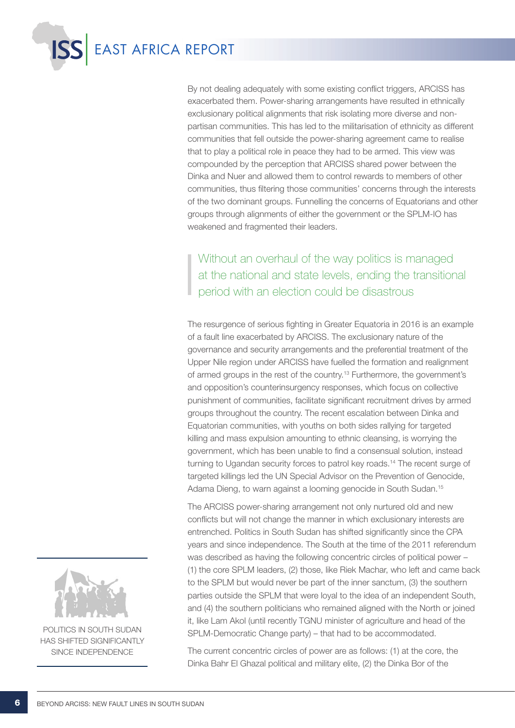By not dealing adequately with some existing conflict triggers, ARCISS has exacerbated them. Power-sharing arrangements have resulted in ethnically exclusionary political alignments that risk isolating more diverse and non-partisan communities. This has led to the militarisation of ethnicity as different communities that fell outside the power-sharing agreement came to realise that to play a political role in peace they had to be armed. This view was compounded by the perception that ARCISS shared power between the Dinka and Nuer and allowed them to control rewards to members of other communities, thus filtering those communities' concerns through the interests of the two dominant groups. Funnelling the concerns of Equatorians and other groups through alignments of either the government or the SPLM-IO has weakened and fragmented their leaders.

> Without an overhaul of the way politics is managed at the national and state levels, ending the transitional period with an election could be disastrous

The resurgence of serious fighting in Greater Equatoria in 2016 is an example of a fault line exacerbated by ARCISS. The exclusionary nature of the governance and security arrangements and the preferential treatment of the Upper Nile region under ARCISS have fuelled the formation and realignment of armed groups in the rest of the country.[13] Furthermore, the government's and opposition's counterinsurgency responses, which focus on collective punishment of communities, facilitate significant recruitment drives by armed groups throughout the country. The recent escalation between Dinka and Equatorian communities, with youths on both sides rallying for targeted killing and mass expulsion amounting to ethnic cleansing, is worrying the government, which has been unable to find a consensual solution, instead turning to Ugandan security forces to patrol key roads.[14] The recent surge of targeted killings led the UN Special Advisor on the Prevention of Genocide, Adama Dieng, to warn against a looming genocide in South Sudan.[15]

The ARCISS power-sharing arrangement not only nurtured old and new conflicts but will not change the manner in which exclusionary interests are entrenched. Politics in South Sudan has shifted significantly since the CPA years and since independence. The South at the time of the 2011 referendum was described as having the following concentric circles of political power – (1) the core SPLM leaders, (2) those, like Riek Machar, who left and came back to the SPLM but would never be part of the inner sanctum, (3) the southern parties outside the SPLM that were loyal to the idea of an independent South, and (4) the southern politicians who remained aligned with the North or joined it, like Lam Akol (until recently TGNU minister of agriculture and head of the SPLM-Democratic Change party) – that had to be accommodated.

POLITICS IN SOUTH SUDAN HAS SHIFTED SIGNIFICANTLY SINCE INDEPENDENCE

The current concentric circles of power are as follows: (1) at the core, the Dinka Bahr El Ghazal political and military elite, (2) the Dinka Bor of the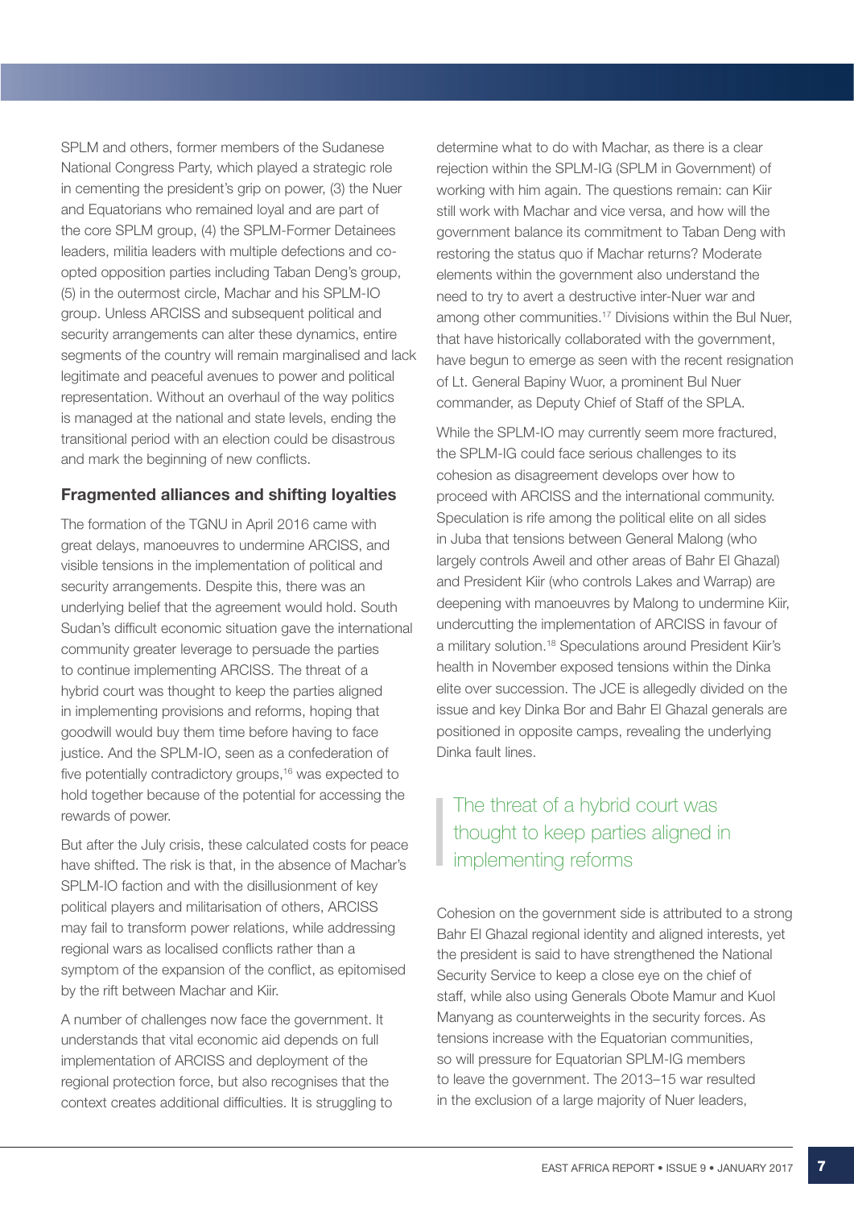SPLM and others, former members of the Sudanese National Congress Party, which played a strategic role in cementing the president's grip on power, (3) the Nuer and Equatorians who remained loyal and are part of the core SPLM group, (4) the SPLM-Former Detainees leaders, militia leaders with multiple defections and co-opted opposition parties including Taban Deng's group, (5) in the outermost circle, Machar and his SPLM-IO group. Unless ARCISS and subsequent political and security arrangements can alter these dynamics, entire segments of the country will remain marginalised and lack legitimate and peaceful avenues to power and political representation. Without an overhaul of the way politics is managed at the national and state levels, ending the transitional period with an election could be disastrous and mark the beginning of new conflicts.

## Fragmented alliances and shifting loyalties

The formation of the TGNU in April 2016 came with great delays, manoeuvres to undermine ARCISS, and visible tensions in the implementation of political and security arrangements. Despite this, there was an underlying belief that the agreement would hold. South Sudan's difficult economic situation gave the international community greater leverage to persuade the parties to continue implementing ARCISS. The threat of a hybrid court was thought to keep the parties aligned in implementing provisions and reforms, hoping that goodwill would buy them time before having to face justice. And the SPLM-IO, seen as a confederation of five potentially contradictory groups,[16] was expected to hold together because of the potential for accessing the rewards of power.

But after the July crisis, these calculated costs for peace have shifted. The risk is that, in the absence of Machar's SPLM-IO faction and with the disillusionment of key political players and militarisation of others, ARCISS may fail to transform power relations, while addressing regional wars as localised conflicts rather than a symptom of the expansion of the conflict, as epitomised by the rift between Machar and Kiir.

A number of challenges now face the government. It understands that vital economic aid depends on full implementation of ARCISS and deployment of the regional protection force, but also recognises that the context creates additional difficulties. It is struggling to determine what to do with Machar, as there is a clear rejection within the SPLM-IG (SPLM in Government) of working with him again. The questions remain: can Kiir still work with Machar and vice versa, and how will the government balance its commitment to Taban Deng with restoring the status quo if Machar returns? Moderate elements within the government also understand the need to try to avert a destructive inter-Nuer war and among other communities.[17] Divisions within the Bul Nuer, that have historically collaborated with the government, have begun to emerge as seen with the recent resignation of Lt. General Bapiny Wuor, a prominent Bul Nuer commander, as Deputy Chief of Staff of the SPLA.

While the SPLM-IO may currently seem more fractured, the SPLM-IG could face serious challenges to its cohesion as disagreement develops over how to proceed with ARCISS and the international community. Speculation is rife among the political elite on all sides in Juba that tensions between General Malong (who largely controls Aweil and other areas of Bahr El Ghazal) and President Kiir (who controls Lakes and Warrap) are deepening with manoeuvres by Malong to undermine Kiir, undercutting the implementation of ARCISS in favour of a military solution.[18] Speculations around President Kiir's health in November exposed tensions within the Dinka elite over succession. The JCE is allegedly divided on the issue and key Dinka Bor and Bahr El Ghazal generals are positioned in opposite camps, revealing the underlying Dinka fault lines.

> The threat of a hybrid court was thought to keep parties aligned in implementing reforms

Cohesion on the government side is attributed to a strong Bahr El Ghazal regional identity and aligned interests, yet the president is said to have strengthened the National Security Service to keep a close eye on the chief of staff, while also using Generals Obote Mamur and Kuol Manyang as counterweights in the security forces. As tensions increase with the Equatorian communities, so will pressure for Equatorian SPLM-IG members to leave the government. The 2013–15 war resulted in the exclusion of a large majority of Nuer leaders,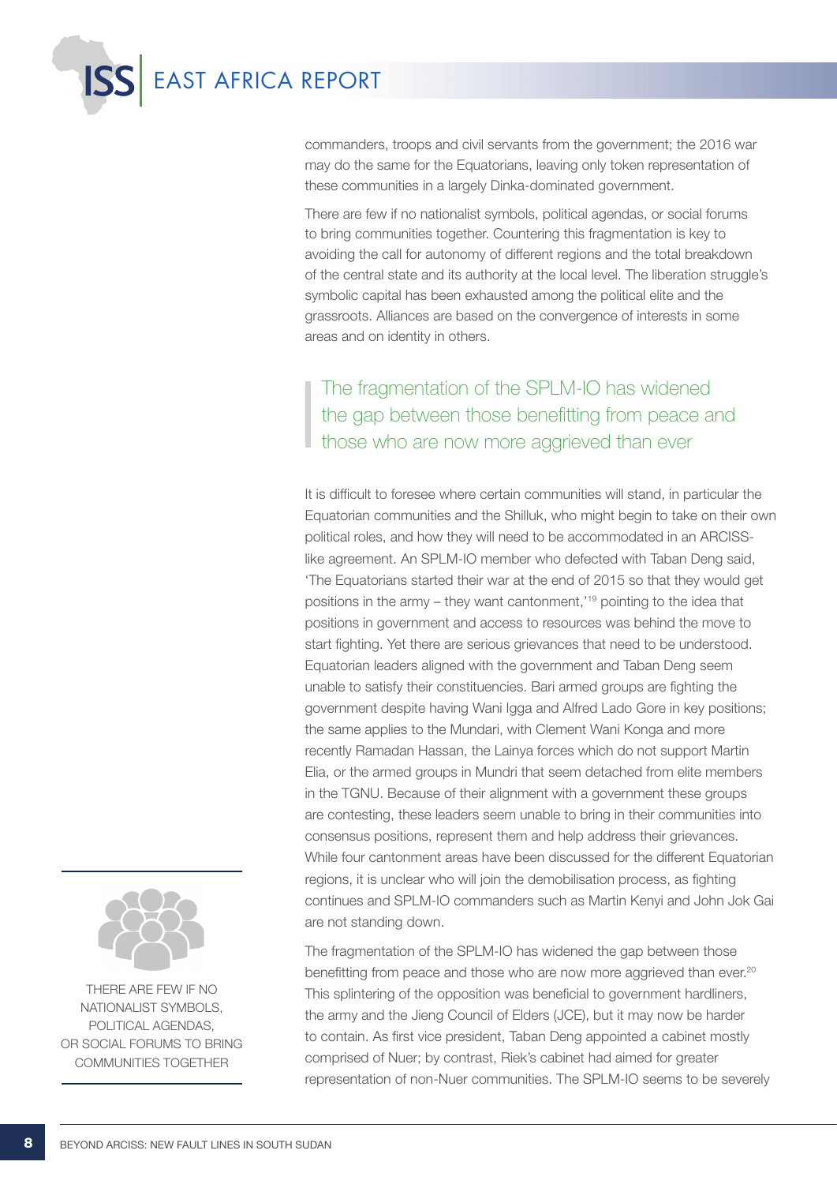commanders, troops and civil servants from the government; the 2016 war may do the same for the Equatorians, leaving only token representation of these communities in a largely Dinka-dominated government.

There are few if no nationalist symbols, political agendas, or social forums to bring communities together. Countering this fragmentation is key to avoiding the call for autonomy of different regions and the total breakdown of the central state and its authority at the local level. The liberation struggle's symbolic capital has been exhausted among the political elite and the grassroots. Alliances are based on the convergence of interests in some areas and on identity in others.

> The fragmentation of the SPLM-IO has widened the gap between those benefitting from peace and those who are now more aggrieved than ever

It is difficult to foresee where certain communities will stand, in particular the Equatorian communities and the Shilluk, who might begin to take on their own political roles, and how they will need to be accommodated in an ARCISS-like agreement. An SPLM-IO member who defected with Taban Deng said, 'The Equatorians started their war at the end of 2015 so that they would get positions in the army – they want cantonment,'[19] pointing to the idea that positions in government and access to resources was behind the move to start fighting. Yet there are serious grievances that need to be understood. Equatorian leaders aligned with the government and Taban Deng seem unable to satisfy their constituencies. Bari armed groups are fighting the government despite having Wani Igga and Alfred Lado Gore in key positions; the same applies to the Mundari, with Clement Wani Konga and more recently Ramadan Hassan, the Lainya forces which do not support Martin Elia, or the armed groups in Mundri that seem detached from elite members in the TGNU. Because of their alignment with a government these groups are contesting, these leaders seem unable to bring in their communities into consensus positions, represent them and help address their grievances. While four cantonment areas have been discussed for the different Equatorian regions, it is unclear who will join the demobilisation process, as fighting continues and SPLM-IO commanders such as Martin Kenyi and John Jok Gai are not standing down.

THERE ARE FEW IF NO NATIONALIST SYMBOLS, POLITICAL AGENDAS, OR SOCIAL FORUMS TO BRING COMMUNITIES TOGETHER

The fragmentation of the SPLM-IO has widened the gap between those benefitting from peace and those who are now more aggrieved than ever.[20] This splintering of the opposition was beneficial to government hardliners, the army and the Jieng Council of Elders (JCE), but it may now be harder to contain. As first vice president, Taban Deng appointed a cabinet mostly comprised of Nuer; by contrast, Riek's cabinet had aimed for greater representation of non-Nuer communities. The SPLM-IO seems to be severely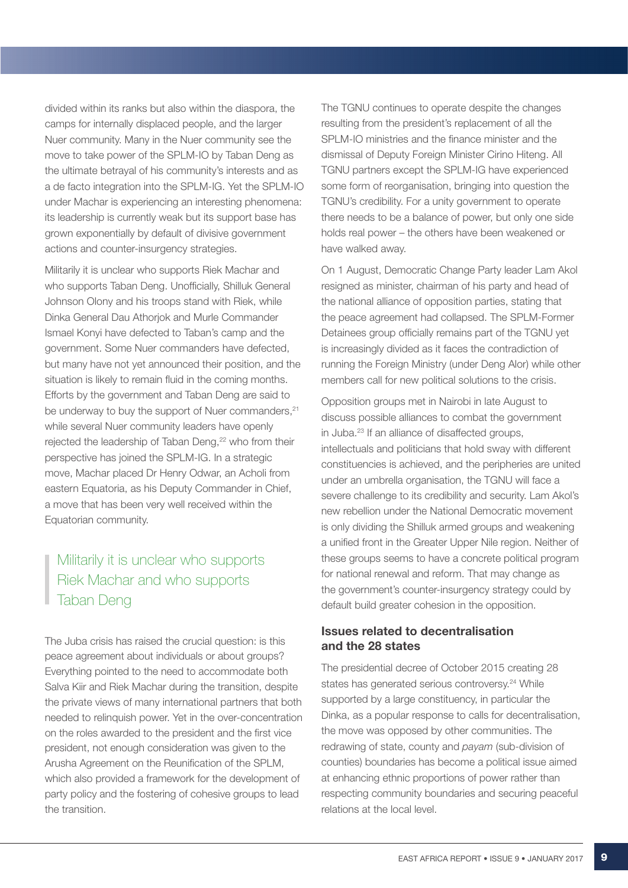divided within its ranks but also within the diaspora, the camps for internally displaced people, and the larger Nuer community. Many in the Nuer community see the move to take power of the SPLM-IO by Taban Deng as the ultimate betrayal of his community's interests and as a de facto integration into the SPLM-IG. Yet the SPLM-IO under Machar is experiencing an interesting phenomena: its leadership is currently weak but its support base has grown exponentially by default of divisive government actions and counter-insurgency strategies.

Militarily it is unclear who supports Riek Machar and who supports Taban Deng. Unofficially, Shilluk General Johnson Olony and his troops stand with Riek, while Dinka General Dau Athorjok and Murle Commander Ismael Konyi have defected to Taban's camp and the government. Some Nuer commanders have defected, but many have not yet announced their position, and the situation is likely to remain fluid in the coming months. Efforts by the government and Taban Deng are said to be underway to buy the support of Nuer commanders,[21] while several Nuer community leaders have openly rejected the leadership of Taban Deng,[22] who from their perspective has joined the SPLM-IG. In a strategic move, Machar placed Dr Henry Odwar, an Acholi from eastern Equatoria, as his Deputy Commander in Chief, a move that has been very well received within the Equatorian community.

> Militarily it is unclear who supports Riek Machar and who supports Taban Deng

The Juba crisis has raised the crucial question: is this peace agreement about individuals or about groups? Everything pointed to the need to accommodate both Salva Kiir and Riek Machar during the transition, despite the private views of many international partners that both needed to relinquish power. Yet in the over-concentration on the roles awarded to the president and the first vice president, not enough consideration was given to the Arusha Agreement on the Reunification of the SPLM, which also provided a framework for the development of party policy and the fostering of cohesive groups to lead the transition.

The TGNU continues to operate despite the changes resulting from the president's replacement of all the SPLM-IO ministries and the finance minister and the dismissal of Deputy Foreign Minister Cirino Hiteng. All TGNU partners except the SPLM-IG have experienced some form of reorganisation, bringing into question the TGNU's credibility. For a unity government to operate there needs to be a balance of power, but only one side holds real power – the others have been weakened or have walked away.

On 1 August, Democratic Change Party leader Lam Akol resigned as minister, chairman of his party and head of the national alliance of opposition parties, stating that the peace agreement had collapsed. The SPLM-Former Detainees group officially remains part of the TGNU yet is increasingly divided as it faces the contradiction of running the Foreign Ministry (under Deng Alor) while other members call for new political solutions to the crisis.

Opposition groups met in Nairobi in late August to discuss possible alliances to combat the government in Juba.[23] If an alliance of disaffected groups, intellectuals and politicians that hold sway with different constituencies is achieved, and the peripheries are united under an umbrella organisation, the TGNU will face a severe challenge to its credibility and security. Lam Akol's new rebellion under the National Democratic movement is only dividing the Shilluk armed groups and weakening a unified front in the Greater Upper Nile region. Neither of these groups seems to have a concrete political program for national renewal and reform. That may change as the government's counter-insurgency strategy could by default build greater cohesion in the opposition.

### Issues related to decentralisation and the 28 states

The presidential decree of October 2015 creating 28 states has generated serious controversy.[24] While supported by a large constituency, in particular the Dinka, as a popular response to calls for decentralisation, the move was opposed by other communities. The redrawing of state, county and *payam* (sub-division of counties) boundaries has become a political issue aimed at enhancing ethnic proportions of power rather than respecting community boundaries and securing peaceful relations at the local level.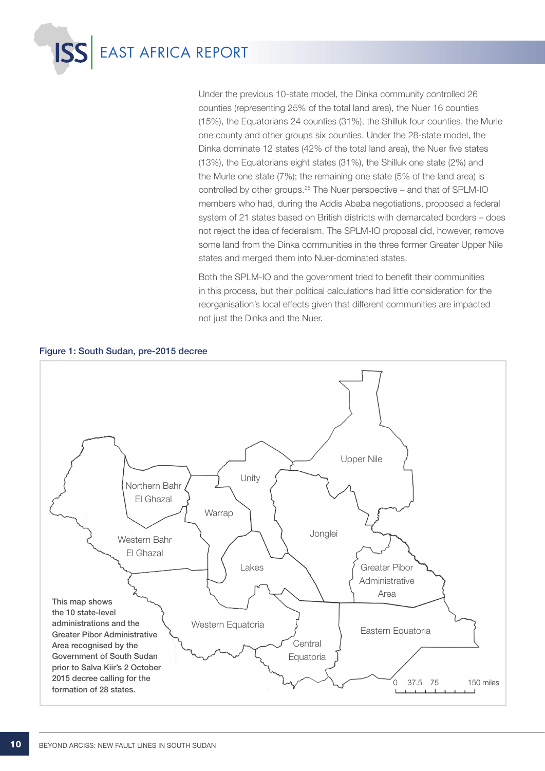Under the previous 10-state model, the Dinka community controlled 26 counties (representing 25% of the total land area), the Nuer 16 counties (15%), the Equatorians 24 counties (31%), the Shilluk four counties, the Murle one county and other groups six counties. Under the 28-state model, the Dinka dominate 12 states (42% of the total land area), the Nuer five states (13%), the Equatorians eight states (31%), the Shilluk one state (2%) and the Murle one state (7%); the remaining one state (5% of the land area) is controlled by other groups.[25] The Nuer perspective – and that of SPLM-IO members who had, during the Addis Ababa negotiations, proposed a federal system of 21 states based on British districts with demarcated borders – does not reject the idea of federalism. The SPLM-IO proposal did, however, remove some land from the Dinka communities in the three former Greater Upper Nile states and merged them into Nuer-dominated states.

Both the SPLM-IO and the government tried to benefit their communities in this process, but their political calculations had little consideration for the reorganisation's local effects given that different communities are impacted not just the Dinka and the Nuer.

**Figure 1: South Sudan, pre-2015 decree**

Upper Nile

Northern Bahr El Ghazal

Unity

Warrap

Jonglei

Western Bahr El Ghazal

Lakes

Greater Pibor Administrative Area

Western Equatoria

Central Equatoria

Eastern Equatoria

0 37.5 75 150 miles

**This map shows the 10 state-level administrations and the Greater Pibor Administrative Area recognised by the Government of South Sudan prior to Salva Kiir's 2 October 2015 decree calling for the formation of 28 states.**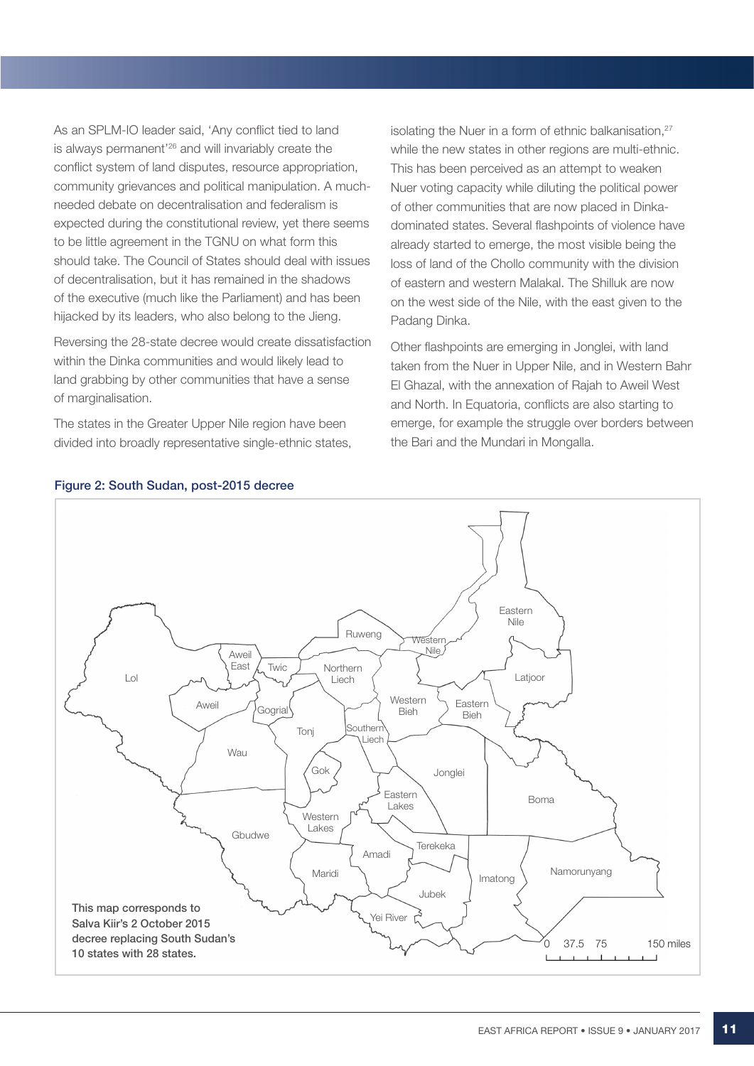As an SPLM-IO leader said, 'Any conflict tied to land is always permanent'[26] and will invariably create the conflict system of land disputes, resource appropriation, community grievances and political manipulation. A much-needed debate on decentralisation and federalism is expected during the constitutional review, yet there seems to be little agreement in the TGNU on what form this should take. The Council of States should deal with issues of decentralisation, but it has remained in the shadows of the executive (much like the Parliament) and has been hijacked by its leaders, who also belong to the Jieng.

Reversing the 28-state decree would create dissatisfaction within the Dinka communities and would likely lead to land grabbing by other communities that have a sense of marginalisation.

The states in the Greater Upper Nile region have been divided into broadly representative single-ethnic states, isolating the Nuer in a form of ethnic balkanisation,[27] while the new states in other regions are multi-ethnic. This has been perceived as an attempt to weaken Nuer voting capacity while diluting the political power of other communities that are now placed in Dinka-dominated states. Several flashpoints of violence have already started to emerge, the most visible being the loss of land of the Chollo community with the division of eastern and western Malakal. The Shilluk are now on the west side of the Nile, with the east given to the Padang Dinka.

Other flashpoints are emerging in Jonglei, with land taken from the Nuer in Upper Nile, and in Western Bahr El Ghazal, with the annexation of Rajah to Aweil West and North. In Equatoria, conflicts are also starting to emerge, for example the struggle over borders between the Bari and the Mundari in Mongalla.

**Figure 2: South Sudan, post-2015 decree**

This map corresponds to Salva Kiir's 2 October 2015 decree replacing South Sudan's 10 states with 28 states.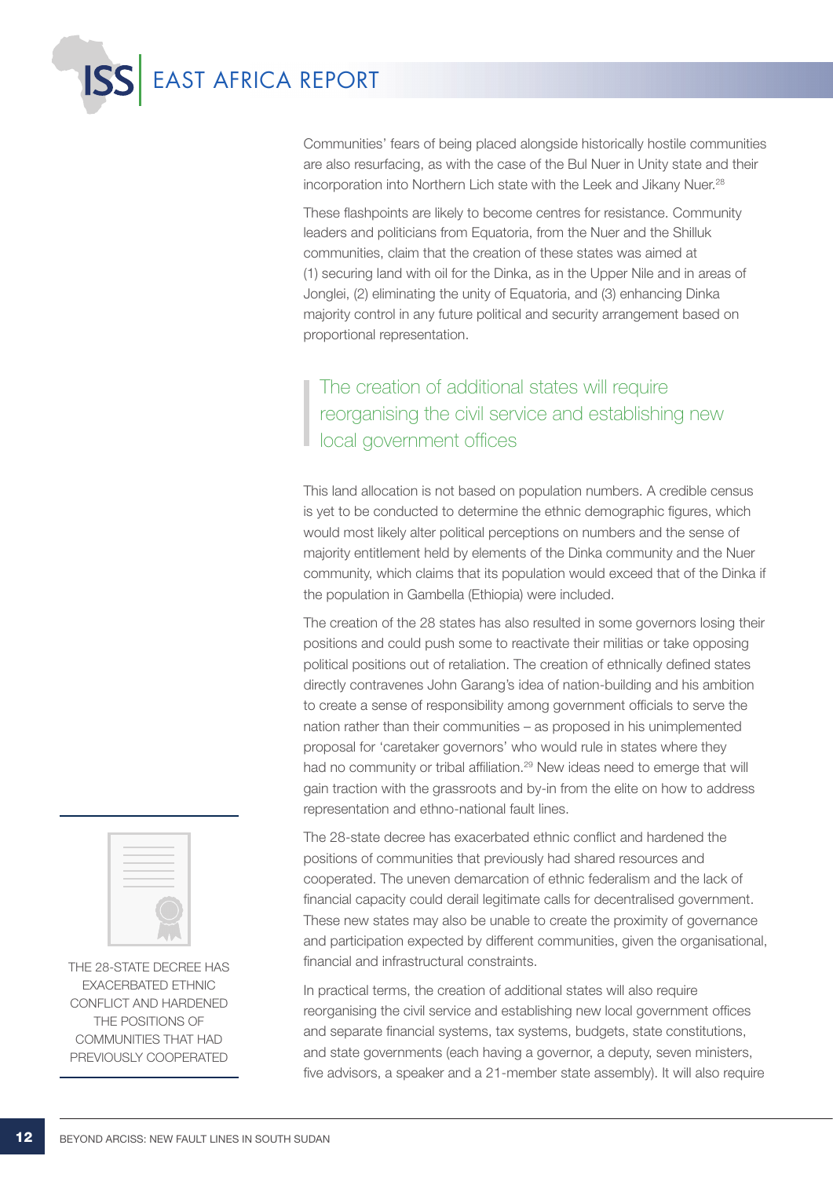Communities' fears of being placed alongside historically hostile communities are also resurfacing, as with the case of the Bul Nuer in Unity state and their incorporation into Northern Lich state with the Leek and Jikany Nuer.[28]

These flashpoints are likely to become centres for resistance. Community leaders and politicians from Equatoria, from the Nuer and the Shilluk communities, claim that the creation of these states was aimed at (1) securing land with oil for the Dinka, as in the Upper Nile and in areas of Jonglei, (2) eliminating the unity of Equatoria, and (3) enhancing Dinka majority control in any future political and security arrangement based on proportional representation.

> The creation of additional states will require reorganising the civil service and establishing new local government offices

This land allocation is not based on population numbers. A credible census is yet to be conducted to determine the ethnic demographic figures, which would most likely alter political perceptions on numbers and the sense of majority entitlement held by elements of the Dinka community and the Nuer community, which claims that its population would exceed that of the Dinka if the population in Gambella (Ethiopia) were included.

The creation of the 28 states has also resulted in some governors losing their positions and could push some to reactivate their militias or take opposing political positions out of retaliation. The creation of ethnically defined states directly contravenes John Garang's idea of nation-building and his ambition to create a sense of responsibility among government officials to serve the nation rather than their communities – as proposed in his unimplemented proposal for 'caretaker governors' who would rule in states where they had no community or tribal affiliation.[29] New ideas need to emerge that will gain traction with the grassroots and by-in from the elite on how to address representation and ethno-national fault lines.

The 28-state decree has exacerbated ethnic conflict and hardened the positions of communities that previously had shared resources and cooperated. The uneven demarcation of ethnic federalism and the lack of financial capacity could derail legitimate calls for decentralised government. These new states may also be unable to create the proximity of governance and participation expected by different communities, given the organisational, financial and infrastructural constraints.

> THE 28-STATE DECREE HAS EXACERBATED ETHNIC CONFLICT AND HARDENED THE POSITIONS OF COMMUNITIES THAT HAD PREVIOUSLY COOPERATED

In practical terms, the creation of additional states will also require reorganising the civil service and establishing new local government offices and separate financial systems, tax systems, budgets, state constitutions, and state governments (each having a governor, a deputy, seven ministers, five advisors, a speaker and a 21-member state assembly). It will also require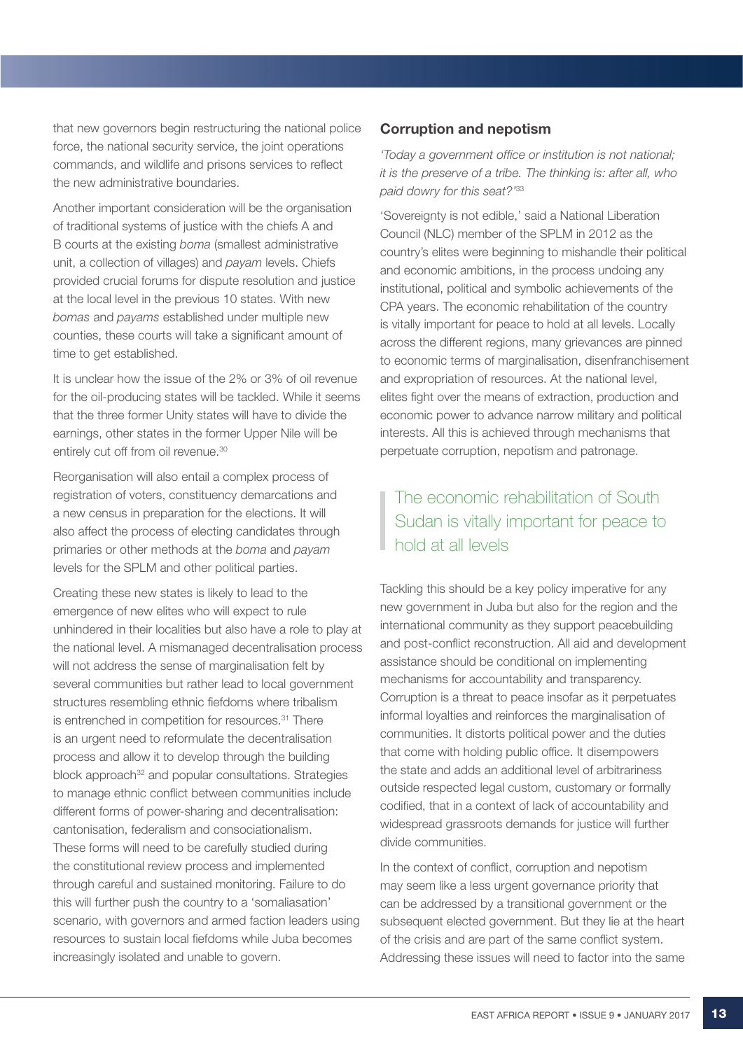that new governors begin restructuring the national police force, the national security service, the joint operations commands, and wildlife and prisons services to reflect the new administrative boundaries.

Another important consideration will be the organisation of traditional systems of justice with the chiefs A and B courts at the existing *boma* (smallest administrative unit, a collection of villages) and *payam* levels. Chiefs provided crucial forums for dispute resolution and justice at the local level in the previous 10 states. With new *bomas* and *payams* established under multiple new counties, these courts will take a significant amount of time to get established.

It is unclear how the issue of the 2% or 3% of oil revenue for the oil-producing states will be tackled. While it seems that the three former Unity states will have to divide the earnings, other states in the former Upper Nile will be entirely cut off from oil revenue.[30]

Reorganisation will also entail a complex process of registration of voters, constituency demarcations and a new census in preparation for the elections. It will also affect the process of electing candidates through primaries or other methods at the *boma* and *payam* levels for the SPLM and other political parties.

Creating these new states is likely to lead to the emergence of new elites who will expect to rule unhindered in their localities but also have a role to play at the national level. A mismanaged decentralisation process will not address the sense of marginalisation felt by several communities but rather lead to local government structures resembling ethnic fiefdoms where tribalism is entrenched in competition for resources.[31] There is an urgent need to reformulate the decentralisation process and allow it to develop through the building block approach[32] and popular consultations. Strategies to manage ethnic conflict between communities include different forms of power-sharing and decentralisation: cantonisation, federalism and consociationalism. These forms will need to be carefully studied during the constitutional review process and implemented through careful and sustained monitoring. Failure to do this will further push the country to a 'somaliasation' scenario, with governors and armed faction leaders using resources to sustain local fiefdoms while Juba becomes increasingly isolated and unable to govern.

## Corruption and nepotism

*'Today a government office or institution is not national; it is the preserve of a tribe. The thinking is: after all, who paid dowry for this seat?'*[33]

'Sovereignty is not edible,' said a National Liberation Council (NLC) member of the SPLM in 2012 as the country's elites were beginning to mishandle their political and economic ambitions, in the process undoing any institutional, political and symbolic achievements of the CPA years. The economic rehabilitation of the country is vitally important for peace to hold at all levels. Locally across the different regions, many grievances are pinned to economic terms of marginalisation, disenfranchisement and expropriation of resources. At the national level, elites fight over the means of extraction, production and economic power to advance narrow military and political interests. All this is achieved through mechanisms that perpetuate corruption, nepotism and patronage.

> The economic rehabilitation of South Sudan is vitally important for peace to hold at all levels

Tackling this should be a key policy imperative for any new government in Juba but also for the region and the international community as they support peacebuilding and post-conflict reconstruction. All aid and development assistance should be conditional on implementing mechanisms for accountability and transparency. Corruption is a threat to peace insofar as it perpetuates informal loyalties and reinforces the marginalisation of communities. It distorts political power and the duties that come with holding public office. It disempowers the state and adds an additional level of arbitrariness outside respected legal custom, customary or formally codified, that in a context of lack of accountability and widespread grassroots demands for justice will further divide communities.

In the context of conflict, corruption and nepotism may seem like a less urgent governance priority that can be addressed by a transitional government or the subsequent elected government. But they lie at the heart of the crisis and are part of the same conflict system. Addressing these issues will need to factor into the same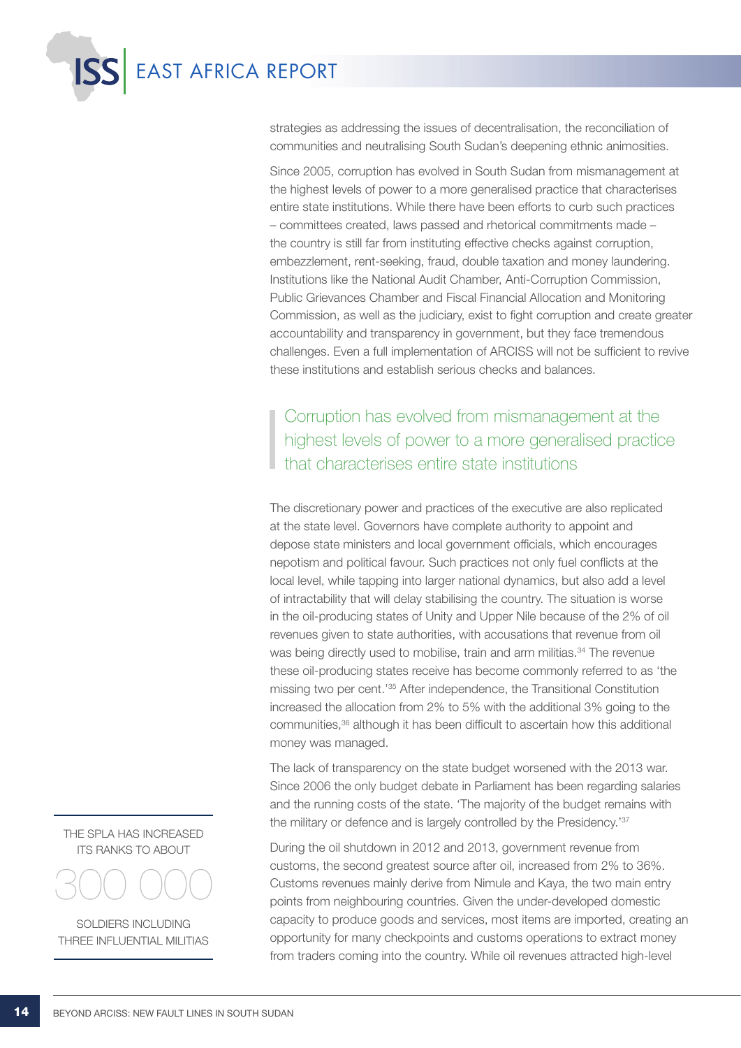strategies as addressing the issues of decentralisation, the reconciliation of communities and neutralising South Sudan's deepening ethnic animosities.

Since 2005, corruption has evolved in South Sudan from mismanagement at the highest levels of power to a more generalised practice that characterises entire state institutions. While there have been efforts to curb such practices – committees created, laws passed and rhetorical commitments made – the country is still far from instituting effective checks against corruption, embezzlement, rent-seeking, fraud, double taxation and money laundering. Institutions like the National Audit Chamber, Anti-Corruption Commission, Public Grievances Chamber and Fiscal Financial Allocation and Monitoring Commission, as well as the judiciary, exist to fight corruption and create greater accountability and transparency in government, but they face tremendous challenges. Even a full implementation of ARCISS will not be sufficient to revive these institutions and establish serious checks and balances.

> Corruption has evolved from mismanagement at the highest levels of power to a more generalised practice that characterises entire state institutions

The discretionary power and practices of the executive are also replicated at the state level. Governors have complete authority to appoint and depose state ministers and local government officials, which encourages nepotism and political favour. Such practices not only fuel conflicts at the local level, while tapping into larger national dynamics, but also add a level of intractability that will delay stabilising the country. The situation is worse in the oil-producing states of Unity and Upper Nile because of the 2% of oil revenues given to state authorities, with accusations that revenue from oil was being directly used to mobilise, train and arm militias.[34] The revenue these oil-producing states receive has become commonly referred to as 'the missing two per cent.'[35] After independence, the Transitional Constitution increased the allocation from 2% to 5% with the additional 3% going to the communities,[36] although it has been difficult to ascertain how this additional money was managed.

The lack of transparency on the state budget worsened with the 2013 war. Since 2006 the only budget debate in Parliament has been regarding salaries and the running costs of the state. 'The majority of the budget remains with the military or defence and is largely controlled by the Presidency.'[37]

During the oil shutdown in 2012 and 2013, government revenue from customs, the second greatest source after oil, increased from 2% to 36%. Customs revenues mainly derive from Nimule and Kaya, the two main entry points from neighbouring countries. Given the under-developed domestic capacity to produce goods and services, most items are imported, creating an opportunity for many checkpoints and customs operations to extract money from traders coming into the country. While oil revenues attracted high-level

THE SPLA HAS INCREASED ITS RANKS TO ABOUT

300 000

SOLDIERS INCLUDING THREE INFLUENTIAL MILITIAS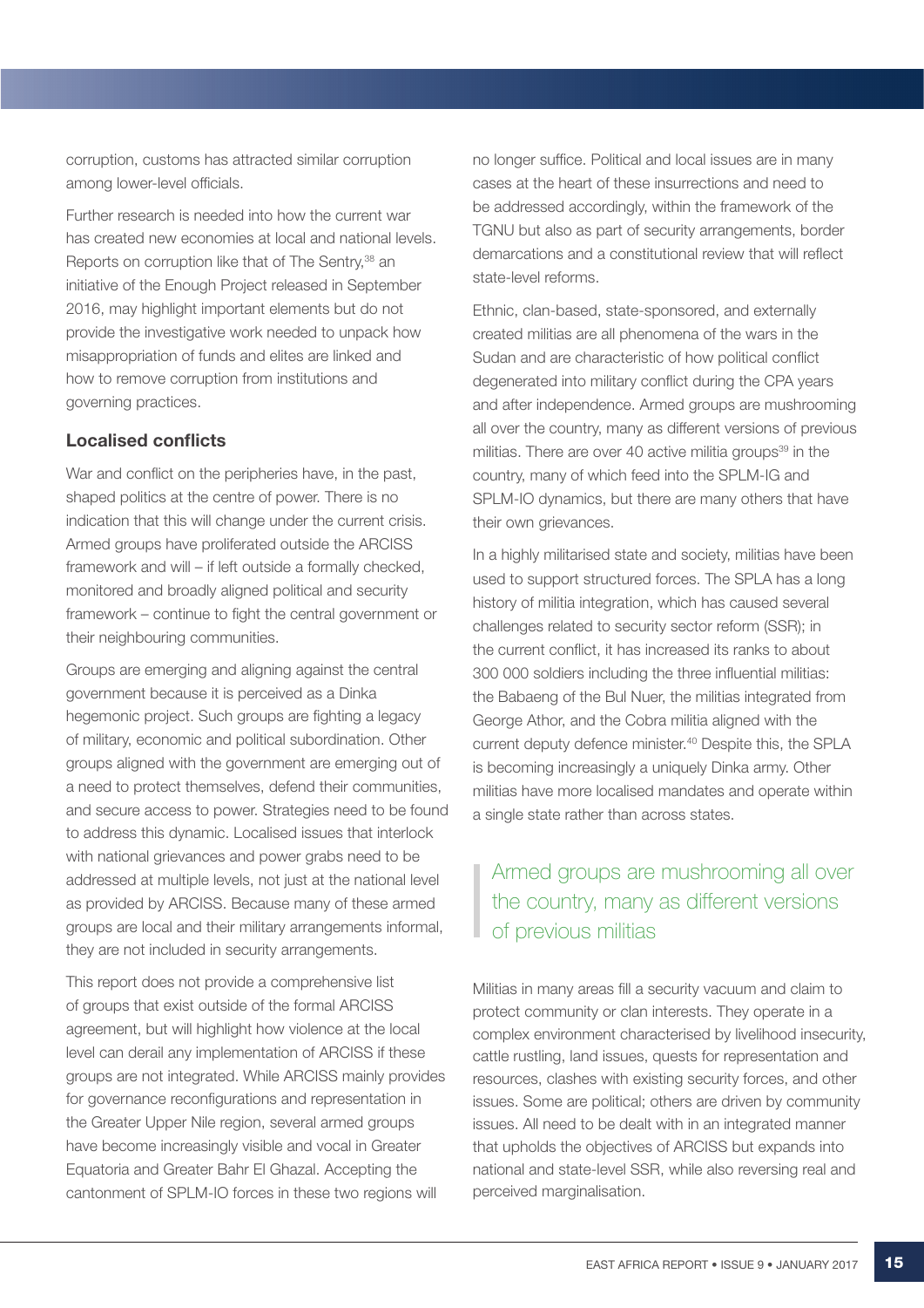corruption, customs has attracted similar corruption among lower-level officials.

Further research is needed into how the current war has created new economies at local and national levels. Reports on corruption like that of The Sentry,[38] an initiative of the Enough Project released in September 2016, may highlight important elements but do not provide the investigative work needed to unpack how misappropriation of funds and elites are linked and how to remove corruption from institutions and governing practices.

### Localised conflicts

War and conflict on the peripheries have, in the past, shaped politics at the centre of power. There is no indication that this will change under the current crisis. Armed groups have proliferated outside the ARCISS framework and will – if left outside a formally checked, monitored and broadly aligned political and security framework – continue to fight the central government or their neighbouring communities.

Groups are emerging and aligning against the central government because it is perceived as a Dinka hegemonic project. Such groups are fighting a legacy of military, economic and political subordination. Other groups aligned with the government are emerging out of a need to protect themselves, defend their communities, and secure access to power. Strategies need to be found to address this dynamic. Localised issues that interlock with national grievances and power grabs need to be addressed at multiple levels, not just at the national level as provided by ARCISS. Because many of these armed groups are local and their military arrangements informal, they are not included in security arrangements.

This report does not provide a comprehensive list of groups that exist outside of the formal ARCISS agreement, but will highlight how violence at the local level can derail any implementation of ARCISS if these groups are not integrated. While ARCISS mainly provides for governance reconfigurations and representation in the Greater Upper Nile region, several armed groups have become increasingly visible and vocal in Greater Equatoria and Greater Bahr El Ghazal. Accepting the cantonment of SPLM-IO forces in these two regions will no longer suffice. Political and local issues are in many cases at the heart of these insurrections and need to be addressed accordingly, within the framework of the TGNU but also as part of security arrangements, border demarcations and a constitutional review that will reflect state-level reforms.

Ethnic, clan-based, state-sponsored, and externally created militias are all phenomena of the wars in the Sudan and are characteristic of how political conflict degenerated into military conflict during the CPA years and after independence. Armed groups are mushrooming all over the country, many as different versions of previous militias. There are over 40 active militia groups[39] in the country, many of which feed into the SPLM-IG and SPLM-IO dynamics, but there are many others that have their own grievances.

In a highly militarised state and society, militias have been used to support structured forces. The SPLA has a long history of militia integration, which has caused several challenges related to security sector reform (SSR); in the current conflict, it has increased its ranks to about 300 000 soldiers including the three influential militias: the Babaeng of the Bul Nuer, the militias integrated from George Athor, and the Cobra militia aligned with the current deputy defence minister.[40] Despite this, the SPLA is becoming increasingly a uniquely Dinka army. Other militias have more localised mandates and operate within a single state rather than across states.

> Armed groups are mushrooming all over the country, many as different versions of previous militias

Militias in many areas fill a security vacuum and claim to protect community or clan interests. They operate in a complex environment characterised by livelihood insecurity, cattle rustling, land issues, quests for representation and resources, clashes with existing security forces, and other issues. Some are political; others are driven by community issues. All need to be dealt with in an integrated manner that upholds the objectives of ARCISS but expands into national and state-level SSR, while also reversing real and perceived marginalisation.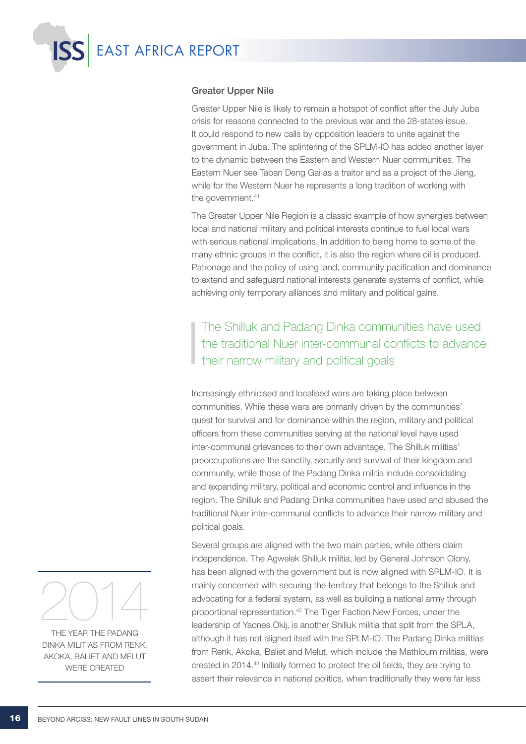### Greater Upper Nile

Greater Upper Nile is likely to remain a hotspot of conflict after the July Juba crisis for reasons connected to the previous war and the 28-states issue. It could respond to new calls by opposition leaders to unite against the government in Juba. The splintering of the SPLM-IO has added another layer to the dynamic between the Eastern and Western Nuer communities. The Eastern Nuer see Taban Deng Gai as a traitor and as a project of the Jieng, while for the Western Nuer he represents a long tradition of working with the government.[41]

The Greater Upper Nile Region is a classic example of how synergies between local and national military and political interests continue to fuel local wars with serious national implications. In addition to being home to some of the many ethnic groups in the conflict, it is also the region where oil is produced. Patronage and the policy of using land, community pacification and dominance to extend and safeguard national interests generate systems of conflict, while achieving only temporary alliances and military and political gains.

> The Shilluk and Padang Dinka communities have used the traditional Nuer inter-communal conflicts to advance their narrow military and political goals

Increasingly ethnicised and localised wars are taking place between communities. While these wars are primarily driven by the communities' quest for survival and for dominance within the region, military and political officers from these communities serving at the national level have used inter-communal grievances to their own advantage. The Shilluk militias' preoccupations are the sanctity, security and survival of their kingdom and community, while those of the Padang Dinka militia include consolidating and expanding military, political and economic control and influence in the region. The Shilluk and Padang Dinka communities have used and abused the traditional Nuer inter-communal conflicts to advance their narrow military and political goals.

Several groups are aligned with the two main parties, while others claim independence. The Agwelek Shilluk militia, led by General Johnson Olony, has been aligned with the government but is now aligned with SPLM-IO. It is mainly concerned with securing the territory that belongs to the Shilluk and advocating for a federal system, as well as building a national army through proportional representation.[42] The Tiger Faction New Forces, under the leadership of Yaones Okij, is another Shilluk militia that split from the SPLA, although it has not aligned itself with the SPLM-IO. The Padang Dinka militias from Renk, Akoka, Baliet and Melut, which include the Mathloum militias, were created in 2014.[43] Initially formed to protect the oil fields, they are trying to assert their relevance in national politics, when traditionally they were far less

**2014**

THE YEAR THE PADANG DINKA MILITIAS FROM RENK, AKOKA, BALIET AND MELUT WERE CREATED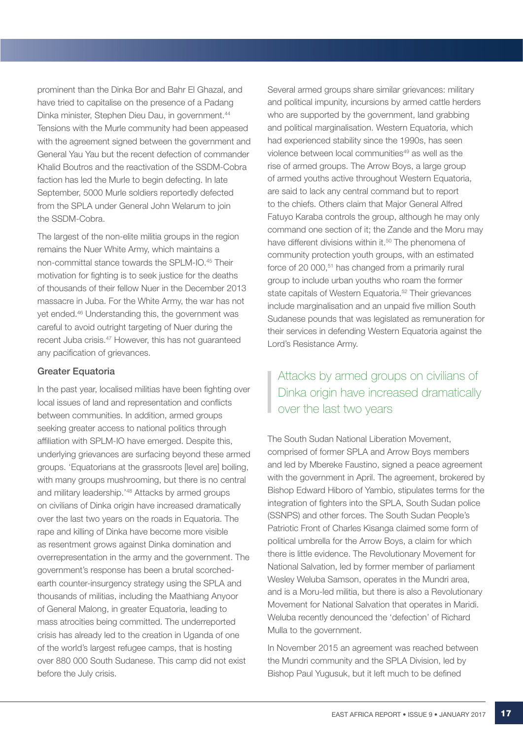prominent than the Dinka Bor and Bahr El Ghazal, and have tried to capitalise on the presence of a Padang Dinka minister, Stephen Dieu Dau, in government.[44] Tensions with the Murle community had been appeased with the agreement signed between the government and General Yau Yau but the recent defection of commander Khalid Boutros and the reactivation of the SSDM-Cobra faction has led the Murle to begin defecting. In late September, 5000 Murle soldiers reportedly defected from the SPLA under General John Welarum to join the SSDM-Cobra.

The largest of the non-elite militia groups in the region remains the Nuer White Army, which maintains a non-committal stance towards the SPLM-IO.[45] Their motivation for fighting is to seek justice for the deaths of thousands of their fellow Nuer in the December 2013 massacre in Juba. For the White Army, the war has not yet ended.[46] Understanding this, the government was careful to avoid outright targeting of Nuer during the recent Juba crisis.[47] However, this has not guaranteed any pacification of grievances.

### Greater Equatoria

In the past year, localised militias have been fighting over local issues of land and representation and conflicts between communities. In addition, armed groups seeking greater access to national politics through affiliation with SPLM-IO have emerged. Despite this, underlying grievances are surfacing beyond these armed groups. 'Equatorians at the grassroots [level are] boiling, with many groups mushrooming, but there is no central and military leadership.'[48] Attacks by armed groups on civilians of Dinka origin have increased dramatically over the last two years on the roads in Equatoria. The rape and killing of Dinka have become more visible as resentment grows against Dinka domination and overrepresentation in the army and the government. The government's response has been a brutal scorched-earth counter-insurgency strategy using the SPLA and thousands of militias, including the Maathiang Anyoor of General Malong, in greater Equatoria, leading to mass atrocities being committed. The underreported crisis has already led to the creation in Uganda of one of the world's largest refugee camps, that is hosting over 880 000 South Sudanese. This camp did not exist before the July crisis.

Several armed groups share similar grievances: military and political impunity, incursions by armed cattle herders who are supported by the government, land grabbing and political marginalisation. Western Equatoria, which had experienced stability since the 1990s, has seen violence between local communities[49] as well as the rise of armed groups. The Arrow Boys, a large group of armed youths active throughout Western Equatoria, are said to lack any central command but to report to the chiefs. Others claim that Major General Alfred Fatuyo Karaba controls the group, although he may only command one section of it; the Zande and the Moru may have different divisions within it.[50] The phenomena of community protection youth groups, with an estimated force of 20 000,[51] has changed from a primarily rural group to include urban youths who roam the former state capitals of Western Equatoria.[52] Their grievances include marginalisation and an unpaid five million South Sudanese pounds that was legislated as remuneration for their services in defending Western Equatoria against the Lord's Resistance Army.

> Attacks by armed groups on civilians of Dinka origin have increased dramatically over the last two years

The South Sudan National Liberation Movement, comprised of former SPLA and Arrow Boys members and led by Mbereke Faustino, signed a peace agreement with the government in April. The agreement, brokered by Bishop Edward Hiboro of Yambio, stipulates terms for the integration of fighters into the SPLA, South Sudan police (SSNPS) and other forces. The South Sudan People's Patriotic Front of Charles Kisanga claimed some form of political umbrella for the Arrow Boys, a claim for which there is little evidence. The Revolutionary Movement for National Salvation, led by former member of parliament Wesley Weluba Samson, operates in the Mundri area, and is a Moru-led militia, but there is also a Revolutionary Movement for National Salvation that operates in Maridi. Weluba recently denounced the 'defection' of Richard Mulla to the government.

In November 2015 an agreement was reached between the Mundri community and the SPLA Division, led by Bishop Paul Yugusuk, but it left much to be defined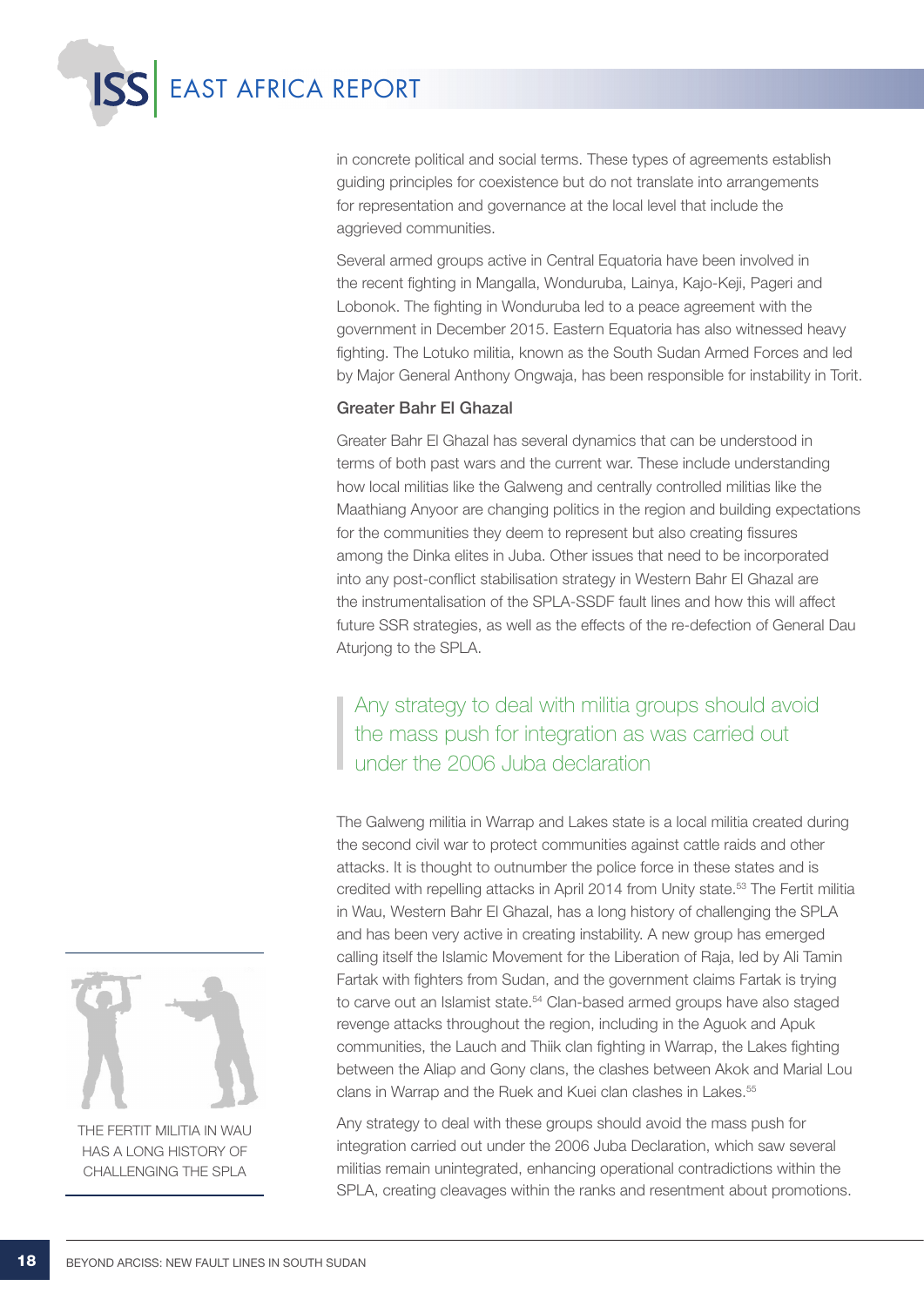in concrete political and social terms. These types of agreements establish guiding principles for coexistence but do not translate into arrangements for representation and governance at the local level that include the aggrieved communities.

Several armed groups active in Central Equatoria have been involved in the recent fighting in Mangalla, Wonduruba, Lainya, Kajo-Keji, Pageri and Lobonok. The fighting in Wonduruba led to a peace agreement with the government in December 2015. Eastern Equatoria has also witnessed heavy fighting. The Lotuko militia, known as the South Sudan Armed Forces and led by Major General Anthony Ongwaja, has been responsible for instability in Torit.

### Greater Bahr El Ghazal

Greater Bahr El Ghazal has several dynamics that can be understood in terms of both past wars and the current war. These include understanding how local militias like the Galweng and centrally controlled militias like the Maathiang Anyoor are changing politics in the region and building expectations for the communities they deem to represent but also creating fissures among the Dinka elites in Juba. Other issues that need to be incorporated into any post-conflict stabilisation strategy in Western Bahr El Ghazal are the instrumentalisation of the SPLA-SSDF fault lines and how this will affect future SSR strategies, as well as the effects of the re-defection of General Dau Aturjong to the SPLA.

> Any strategy to deal with militia groups should avoid the mass push for integration as was carried out under the 2006 Juba declaration

The Galweng militia in Warrap and Lakes state is a local militia created during the second civil war to protect communities against cattle raids and other attacks. It is thought to outnumber the police force in these states and is credited with repelling attacks in April 2014 from Unity state.[53] The Fertit militia in Wau, Western Bahr El Ghazal, has a long history of challenging the SPLA and has been very active in creating instability. A new group has emerged calling itself the Islamic Movement for the Liberation of Raja, led by Ali Tamin Fartak with fighters from Sudan, and the government claims Fartak is trying to carve out an Islamist state.[54] Clan-based armed groups have also staged revenge attacks throughout the region, including in the Aguok and Apuk communities, the Lauch and Thiik clan fighting in Warrap, the Lakes fighting between the Aliap and Gony clans, the clashes between Akok and Marial Lou clans in Warrap and the Ruek and Kuei clan clashes in Lakes.[55]

THE FERTIT MILITIA IN WAU HAS A LONG HISTORY OF CHALLENGING THE SPLA

Any strategy to deal with these groups should avoid the mass push for integration carried out under the 2006 Juba Declaration, which saw several militias remain unintegrated, enhancing operational contradictions within the SPLA, creating cleavages within the ranks and resentment about promotions.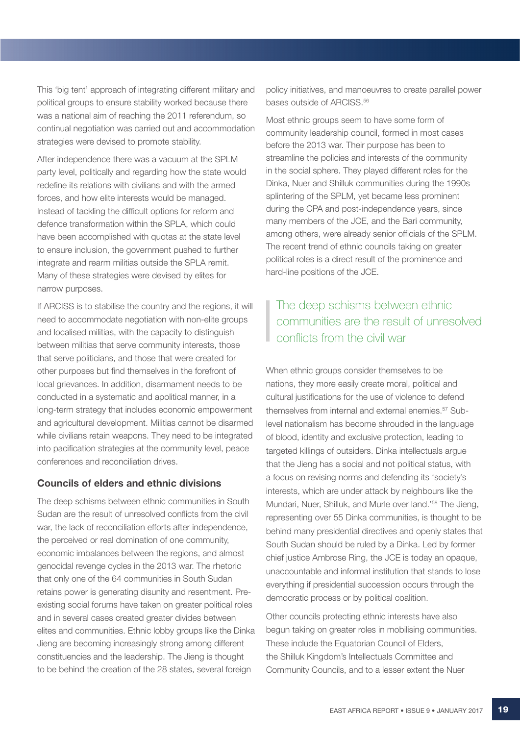This 'big tent' approach of integrating different military and political groups to ensure stability worked because there was a national aim of reaching the 2011 referendum, so continual negotiation was carried out and accommodation strategies were devised to promote stability.

After independence there was a vacuum at the SPLM party level, politically and regarding how the state would redefine its relations with civilians and with the armed forces, and how elite interests would be managed. Instead of tackling the difficult options for reform and defence transformation within the SPLA, which could have been accomplished with quotas at the state level to ensure inclusion, the government pushed to further integrate and rearm militias outside the SPLA remit. Many of these strategies were devised by elites for narrow purposes.

If ARCISS is to stabilise the country and the regions, it will need to accommodate negotiation with non-elite groups and localised militias, with the capacity to distinguish between militias that serve community interests, those that serve politicians, and those that were created for other purposes but find themselves in the forefront of local grievances. In addition, disarmament needs to be conducted in a systematic and apolitical manner, in a long-term strategy that includes economic empowerment and agricultural development. Militias cannot be disarmed while civilians retain weapons. They need to be integrated into pacification strategies at the community level, peace conferences and reconciliation drives.

## Councils of elders and ethnic divisions

The deep schisms between ethnic communities in South Sudan are the result of unresolved conflicts from the civil war, the lack of reconciliation efforts after independence, the perceived or real domination of one community, economic imbalances between the regions, and almost genocidal revenge cycles in the 2013 war. The rhetoric that only one of the 64 communities in South Sudan retains power is generating disunity and resentment. Pre-existing social forums have taken on greater political roles and in several cases created greater divides between elites and communities. Ethnic lobby groups like the Dinka Jieng are becoming increasingly strong among different constituencies and the leadership. The Jieng is thought to be behind the creation of the 28 states, several foreign policy initiatives, and manoeuvres to create parallel power bases outside of ARCISS.[56]

Most ethnic groups seem to have some form of community leadership council, formed in most cases before the 2013 war. Their purpose has been to streamline the policies and interests of the community in the social sphere. They played different roles for the Dinka, Nuer and Shilluk communities during the 1990s splintering of the SPLM, yet became less prominent during the CPA and post-independence years, since many members of the JCE, and the Bari community, among others, were already senior officials of the SPLM. The recent trend of ethnic councils taking on greater political roles is a direct result of the prominence and hard-line positions of the JCE.

> The deep schisms between ethnic communities are the result of unresolved conflicts from the civil war

When ethnic groups consider themselves to be nations, they more easily create moral, political and cultural justifications for the use of violence to defend themselves from internal and external enemies.[57] Sub-level nationalism has become shrouded in the language of blood, identity and exclusive protection, leading to targeted killings of outsiders. Dinka intellectuals argue that the Jieng has a social and not political status, with a focus on revising norms and defending its 'society's interests, which are under attack by neighbours like the Mundari, Nuer, Shilluk, and Murle over land.'[58] The Jieng, representing over 55 Dinka communities, is thought to be behind many presidential directives and openly states that South Sudan should be ruled by a Dinka. Led by former chief justice Ambrose Ring, the JCE is today an opaque, unaccountable and informal institution that stands to lose everything if presidential succession occurs through the democratic process or by political coalition.

Other councils protecting ethnic interests have also begun taking on greater roles in mobilising communities. These include the Equatorian Council of Elders, the Shilluk Kingdom's Intellectuals Committee and Community Councils, and to a lesser extent the Nuer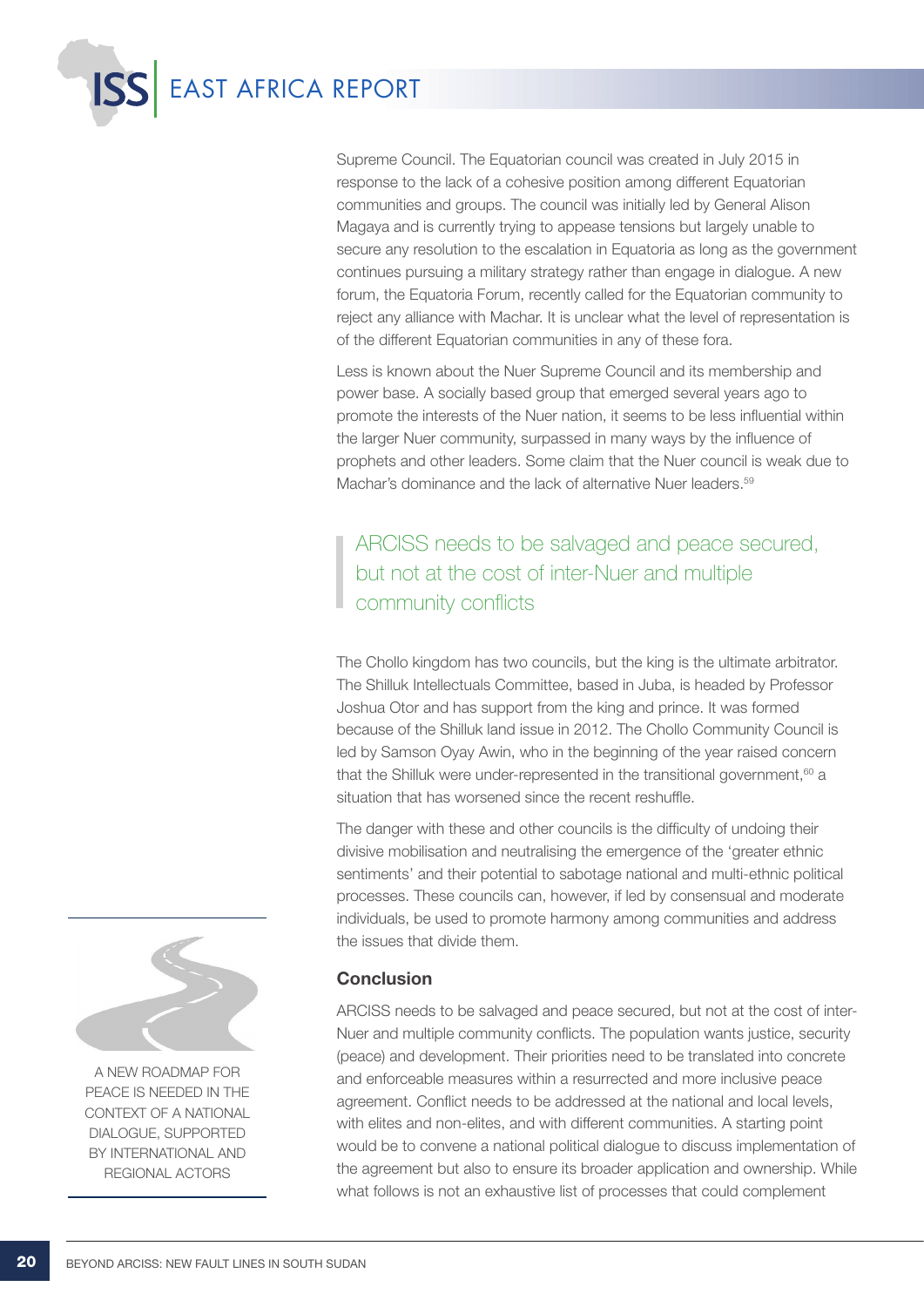Supreme Council. The Equatorian council was created in July 2015 in response to the lack of a cohesive position among different Equatorian communities and groups. The council was initially led by General Alison Magaya and is currently trying to appease tensions but largely unable to secure any resolution to the escalation in Equatoria as long as the government continues pursuing a military strategy rather than engage in dialogue. A new forum, the Equatoria Forum, recently called for the Equatorian community to reject any alliance with Machar. It is unclear what the level of representation is of the different Equatorian communities in any of these fora.

Less is known about the Nuer Supreme Council and its membership and power base. A socially based group that emerged several years ago to promote the interests of the Nuer nation, it seems to be less influential within the larger Nuer community, surpassed in many ways by the influence of prophets and other leaders. Some claim that the Nuer council is weak due to Machar's dominance and the lack of alternative Nuer leaders.[59]

> ARCISS needs to be salvaged and peace secured, but not at the cost of inter-Nuer and multiple community conflicts

The Chollo kingdom has two councils, but the king is the ultimate arbitrator. The Shilluk Intellectuals Committee, based in Juba, is headed by Professor Joshua Otor and has support from the king and prince. It was formed because of the Shilluk land issue in 2012. The Chollo Community Council is led by Samson Oyay Awin, who in the beginning of the year raised concern that the Shilluk were under-represented in the transitional government,[60] a situation that has worsened since the recent reshuffle.

The danger with these and other councils is the difficulty of undoing their divisive mobilisation and neutralising the emergence of the 'greater ethnic sentiments' and their potential to sabotage national and multi-ethnic political processes. These councils can, however, if led by consensual and moderate individuals, be used to promote harmony among communities and address the issues that divide them.

## Conclusion

ARCISS needs to be salvaged and peace secured, but not at the cost of inter-Nuer and multiple community conflicts. The population wants justice, security (peace) and development. Their priorities need to be translated into concrete and enforceable measures within a resurrected and more inclusive peace agreement. Conflict needs to be addressed at the national and local levels, with elites and non-elites, and with different communities. A starting point would be to convene a national political dialogue to discuss implementation of the agreement but also to ensure its broader application and ownership. While what follows is not an exhaustive list of processes that could complement

A NEW ROADMAP FOR PEACE IS NEEDED IN THE CONTEXT OF A NATIONAL DIALOGUE, SUPPORTED BY INTERNATIONAL AND REGIONAL ACTORS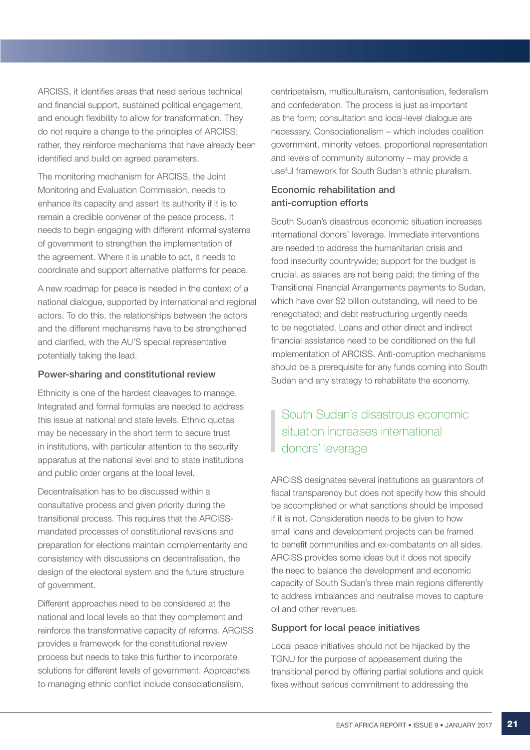ARCISS, it identifies areas that need serious technical and financial support, sustained political engagement, and enough flexibility to allow for transformation. They do not require a change to the principles of ARCISS; rather, they reinforce mechanisms that have already been identified and build on agreed parameters.

The monitoring mechanism for ARCISS, the Joint Monitoring and Evaluation Commission, needs to enhance its capacity and assert its authority if it is to remain a credible convener of the peace process. It needs to begin engaging with different informal systems of government to strengthen the implementation of the agreement. Where it is unable to act, it needs to coordinate and support alternative platforms for peace.

A new roadmap for peace is needed in the context of a national dialogue, supported by international and regional actors. To do this, the relationships between the actors and the different mechanisms have to be strengthened and clarified, with the AU'S special representative potentially taking the lead.

### Power-sharing and constitutional review

Ethnicity is one of the hardest cleavages to manage. Integrated and formal formulas are needed to address this issue at national and state levels. Ethnic quotas may be necessary in the short term to secure trust in institutions, with particular attention to the security apparatus at the national level and to state institutions and public order organs at the local level.

Decentralisation has to be discussed within a consultative process and given priority during the transitional process. This requires that the ARCISS-mandated processes of constitutional revisions and preparation for elections maintain complementarity and consistency with discussions on decentralisation, the design of the electoral system and the future structure of government.

Different approaches need to be considered at the national and local levels so that they complement and reinforce the transformative capacity of reforms. ARCISS provides a framework for the constitutional review process but needs to take this further to incorporate solutions for different levels of government. Approaches to managing ethnic conflict include consociationalism, centripetalism, multiculturalism, cantonisation, federalism and confederation. The process is just as important as the form; consultation and local-level dialogue are necessary. Consociationalism – which includes coalition government, minority vetoes, proportional representation and levels of community autonomy – may provide a useful framework for South Sudan's ethnic pluralism.

### Economic rehabilitation and anti-corruption efforts

South Sudan's disastrous economic situation increases international donors' leverage. Immediate interventions are needed to address the humanitarian crisis and food insecurity countrywide; support for the budget is crucial, as salaries are not being paid; the timing of the Transitional Financial Arrangements payments to Sudan, which have over $2 billion outstanding, will need to be renegotiated; and debt restructuring urgently needs to be negotiated. Loans and other direct and indirect financial assistance need to be conditioned on the full implementation of ARCISS. Anti-corruption mechanisms should be a prerequisite for any funds coming into South Sudan and any strategy to rehabilitate the economy.

> South Sudan's disastrous economic situation increases international donors' leverage

ARCISS designates several institutions as guarantors of fiscal transparency but does not specify how this should be accomplished or what sanctions should be imposed if it is not. Consideration needs to be given to how small loans and development projects can be framed to benefit communities and ex-combatants on all sides. ARCISS provides some ideas but it does not specify the need to balance the development and economic capacity of South Sudan's three main regions differently to address imbalances and neutralise moves to capture oil and other revenues.

### Support for local peace initiatives

Local peace initiatives should not be hijacked by the TGNU for the purpose of appeasement during the transitional period by offering partial solutions and quick fixes without serious commitment to addressing the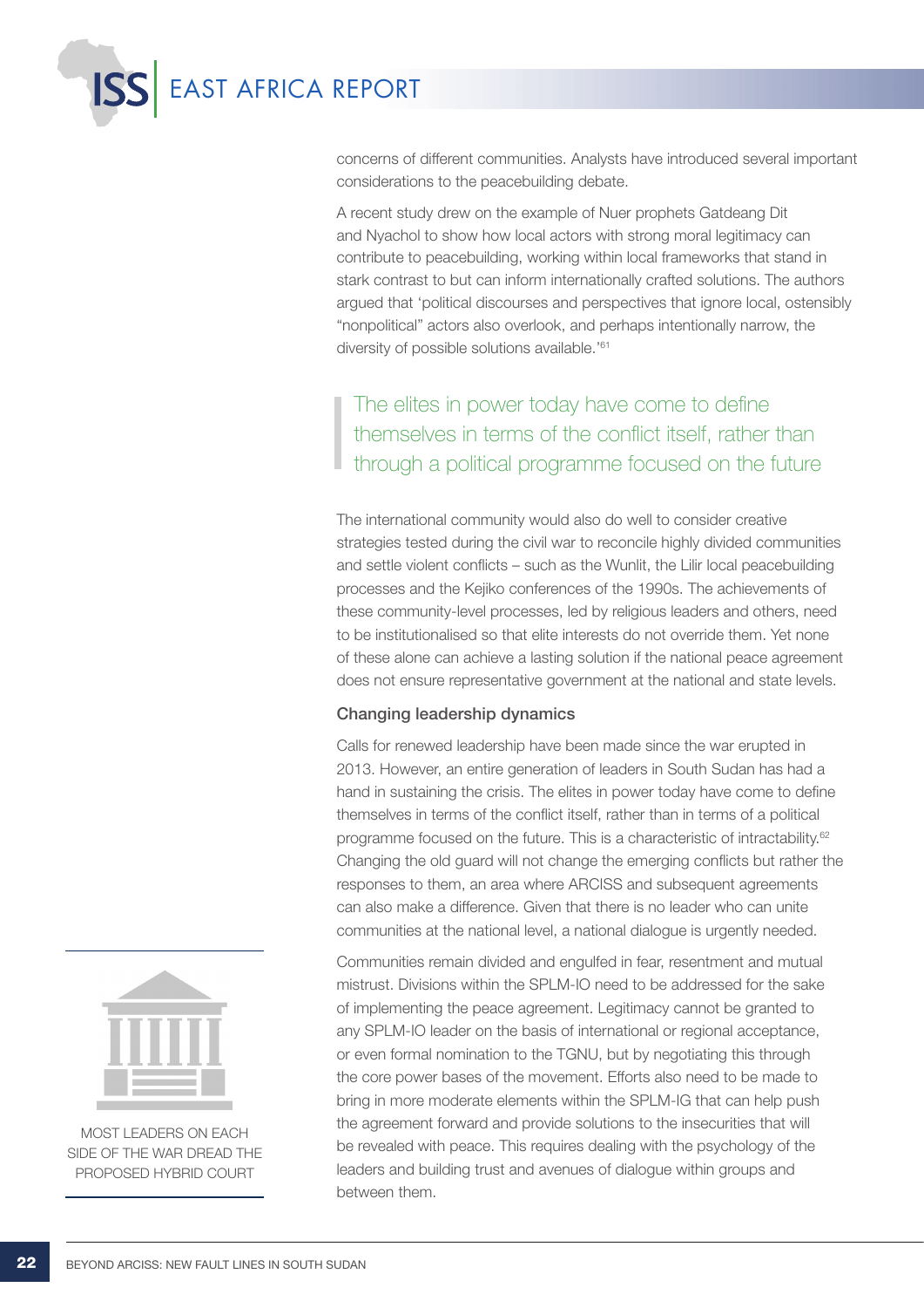concerns of different communities. Analysts have introduced several important considerations to the peacebuilding debate.

A recent study drew on the example of Nuer prophets Gatdeang Dit and Nyachol to show how local actors with strong moral legitimacy can contribute to peacebuilding, working within local frameworks that stand in stark contrast to but can inform internationally crafted solutions. The authors argued that 'political discourses and perspectives that ignore local, ostensibly "nonpolitical" actors also overlook, and perhaps intentionally narrow, the diversity of possible solutions available.'[61]

> The elites in power today have come to define themselves in terms of the conflict itself, rather than through a political programme focused on the future

The international community would also do well to consider creative strategies tested during the civil war to reconcile highly divided communities and settle violent conflicts – such as the Wunlit, the Lilir local peacebuilding processes and the Kejiko conferences of the 1990s. The achievements of these community-level processes, led by religious leaders and others, need to be institutionalised so that elite interests do not override them. Yet none of these alone can achieve a lasting solution if the national peace agreement does not ensure representative government at the national and state levels.

### Changing leadership dynamics

Calls for renewed leadership have been made since the war erupted in 2013. However, an entire generation of leaders in South Sudan has had a hand in sustaining the crisis. The elites in power today have come to define themselves in terms of the conflict itself, rather than in terms of a political programme focused on the future. This is a characteristic of intractability.[62] Changing the old guard will not change the emerging conflicts but rather the responses to them, an area where ARCISS and subsequent agreements can also make a difference. Given that there is no leader who can unite communities at the national level, a national dialogue is urgently needed.

Communities remain divided and engulfed in fear, resentment and mutual mistrust. Divisions within the SPLM-IO need to be addressed for the sake of implementing the peace agreement. Legitimacy cannot be granted to any SPLM-IO leader on the basis of international or regional acceptance, or even formal nomination to the TGNU, but by negotiating this through the core power bases of the movement. Efforts also need to be made to bring in more moderate elements within the SPLM-IG that can help push the agreement forward and provide solutions to the insecurities that will be revealed with peace. This requires dealing with the psychology of the leaders and building trust and avenues of dialogue within groups and between them.

MOST LEADERS ON EACH SIDE OF THE WAR DREAD THE PROPOSED HYBRID COURT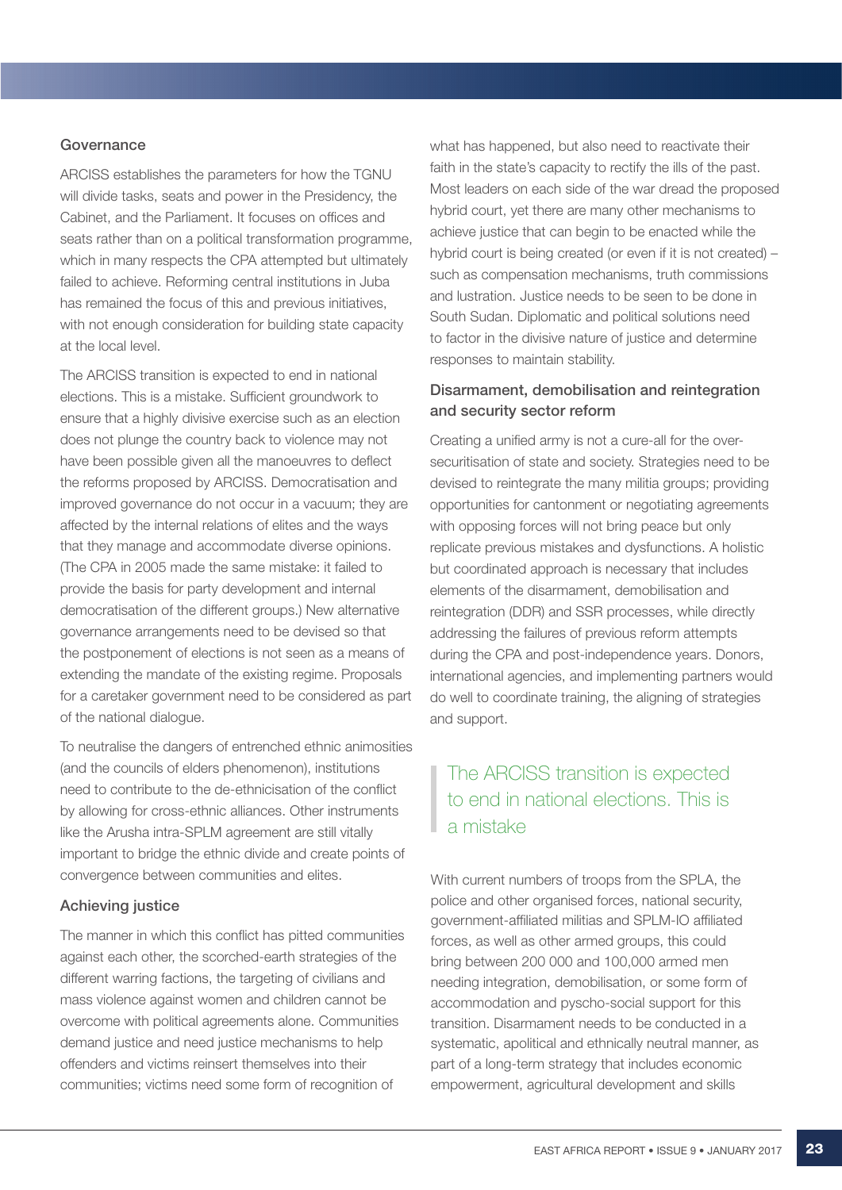### Governance

ARCISS establishes the parameters for how the TGNU will divide tasks, seats and power in the Presidency, the Cabinet, and the Parliament. It focuses on offices and seats rather than on a political transformation programme, which in many respects the CPA attempted but ultimately failed to achieve. Reforming central institutions in Juba has remained the focus of this and previous initiatives, with not enough consideration for building state capacity at the local level.

The ARCISS transition is expected to end in national elections. This is a mistake. Sufficient groundwork to ensure that a highly divisive exercise such as an election does not plunge the country back to violence may not have been possible given all the manoeuvres to deflect the reforms proposed by ARCISS. Democratisation and improved governance do not occur in a vacuum; they are affected by the internal relations of elites and the ways that they manage and accommodate diverse opinions. (The CPA in 2005 made the same mistake: it failed to provide the basis for party development and internal democratisation of the different groups.) New alternative governance arrangements need to be devised so that the postponement of elections is not seen as a means of extending the mandate of the existing regime. Proposals for a caretaker government need to be considered as part of the national dialogue.

To neutralise the dangers of entrenched ethnic animosities (and the councils of elders phenomenon), institutions need to contribute to the de-ethnicisation of the conflict by allowing for cross-ethnic alliances. Other instruments like the Arusha intra-SPLM agreement are still vitally important to bridge the ethnic divide and create points of convergence between communities and elites.

### Achieving justice

The manner in which this conflict has pitted communities against each other, the scorched-earth strategies of the different warring factions, the targeting of civilians and mass violence against women and children cannot be overcome with political agreements alone. Communities demand justice and need justice mechanisms to help offenders and victims reinsert themselves into their communities; victims need some form of recognition of what has happened, but also need to reactivate their faith in the state's capacity to rectify the ills of the past. Most leaders on each side of the war dread the proposed hybrid court, yet there are many other mechanisms to achieve justice that can begin to be enacted while the hybrid court is being created (or even if it is not created) – such as compensation mechanisms, truth commissions and lustration. Justice needs to be seen to be done in South Sudan. Diplomatic and political solutions need to factor in the divisive nature of justice and determine responses to maintain stability.

### Disarmament, demobilisation and reintegration and security sector reform

Creating a unified army is not a cure-all for the over-securitisation of state and society. Strategies need to be devised to reintegrate the many militia groups; providing opportunities for cantonment or negotiating agreements with opposing forces will not bring peace but only replicate previous mistakes and dysfunctions. A holistic but coordinated approach is necessary that includes elements of the disarmament, demobilisation and reintegration (DDR) and SSR processes, while directly addressing the failures of previous reform attempts during the CPA and post-independence years. Donors, international agencies, and implementing partners would do well to coordinate training, the aligning of strategies and support.

> The ARCISS transition is expected to end in national elections. This is a mistake

With current numbers of troops from the SPLA, the police and other organised forces, national security, government-affiliated militias and SPLM-IO affiliated forces, as well as other armed groups, this could bring between 200 000 and 100,000 armed men needing integration, demobilisation, or some form of accommodation and pyscho-social support for this transition. Disarmament needs to be conducted in a systematic, apolitical and ethnically neutral manner, as part of a long-term strategy that includes economic empowerment, agricultural development and skills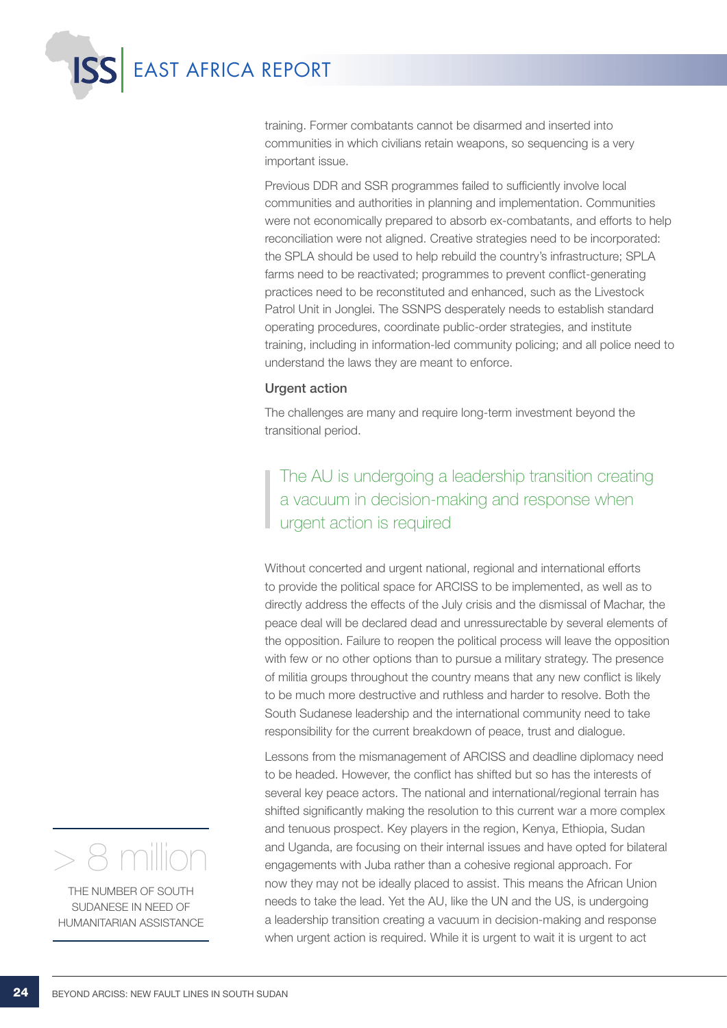training. Former combatants cannot be disarmed and inserted into communities in which civilians retain weapons, so sequencing is a very important issue.

Previous DDR and SSR programmes failed to sufficiently involve local communities and authorities in planning and implementation. Communities were not economically prepared to absorb ex-combatants, and efforts to help reconciliation were not aligned. Creative strategies need to be incorporated: the SPLA should be used to help rebuild the country's infrastructure; SPLA farms need to be reactivated; programmes to prevent conflict-generating practices need to be reconstituted and enhanced, such as the Livestock Patrol Unit in Jonglei. The SSNPS desperately needs to establish standard operating procedures, coordinate public-order strategies, and institute training, including in information-led community policing; and all police need to understand the laws they are meant to enforce.

### Urgent action

The challenges are many and require long-term investment beyond the transitional period.

> The AU is undergoing a leadership transition creating a vacuum in decision-making and response when urgent action is required

Without concerted and urgent national, regional and international efforts to provide the political space for ARCISS to be implemented, as well as to directly address the effects of the July crisis and the dismissal of Machar, the peace deal will be declared dead and unressurectable by several elements of the opposition. Failure to reopen the political process will leave the opposition with few or no other options than to pursue a military strategy. The presence of militia groups throughout the country means that any new conflict is likely to be much more destructive and ruthless and harder to resolve. Both the South Sudanese leadership and the international community need to take responsibility for the current breakdown of peace, trust and dialogue.

Lessons from the mismanagement of ARCISS and deadline diplomacy need to be headed. However, the conflict has shifted but so has the interests of several key peace actors. The national and international/regional terrain has shifted significantly making the resolution to this current war a more complex and tenuous prospect. Key players in the region, Kenya, Ethiopia, Sudan and Uganda, are focusing on their internal issues and have opted for bilateral engagements with Juba rather than a cohesive regional approach. For now they may not be ideally placed to assist. This means the African Union needs to take the lead. Yet the AU, like the UN and the US, is undergoing a leadership transition creating a vacuum in decision-making and response when urgent action is required. While it is urgent to wait it is urgent to act

**> 8 million**

THE NUMBER OF SOUTH SUDANESE IN NEED OF HUMANITARIAN ASSISTANCE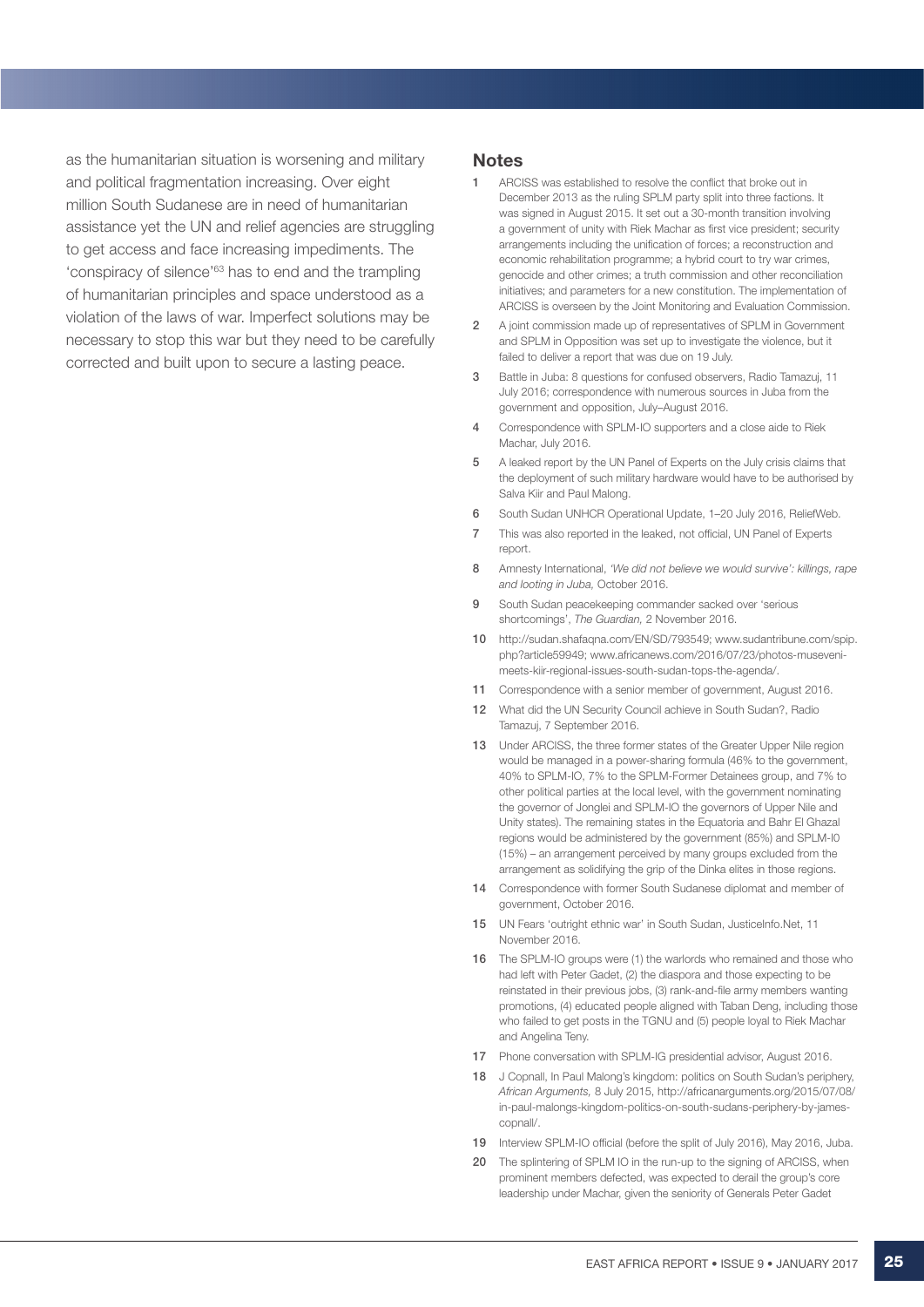as the humanitarian situation is worsening and military and political fragmentation increasing. Over eight million South Sudanese are in need of humanitarian assistance yet the UN and relief agencies are struggling to get access and face increasing impediments. The 'conspiracy of silence'[63] has to end and the trampling of humanitarian principles and space understood as a violation of the laws of war. Imperfect solutions may be necessary to stop this war but they need to be carefully corrected and built upon to secure a lasting peace.

## Notes

1. ARCISS was established to resolve the conflict that broke out in December 2013 as the ruling SPLM party split into three factions. It was signed in August 2015. It set out a 30-month transition involving a government of unity with Riek Machar as first vice president; security arrangements including the unification of forces; a reconstruction and economic rehabilitation programme; a hybrid court to try war crimes, genocide and other crimes; a truth commission and other reconciliation initiatives; and parameters for a new constitution. The implementation of ARCISS is overseen by the Joint Monitoring and Evaluation Commission.
2. A joint commission made up of representatives of SPLM in Government and SPLM in Opposition was set up to investigate the violence, but it failed to deliver a report that was due on 19 July.
3. Battle in Juba: 8 questions for confused observers, Radio Tamazuj, 11 July 2016; correspondence with numerous sources in Juba from the government and opposition, July–August 2016.
4. Correspondence with SPLM-IO supporters and a close aide to Riek Machar, July 2016.
5. A leaked report by the UN Panel of Experts on the July crisis claims that the deployment of such military hardware would have to be authorised by Salva Kiir and Paul Malong.
6. South Sudan UNHCR Operational Update, 1–20 July 2016, ReliefWeb.
7. This was also reported in the leaked, not official, UN Panel of Experts report.
8. Amnesty International, *'We did not believe we would survive': killings, rape and looting in Juba,* October 2016.
9. South Sudan peacekeeping commander sacked over 'serious shortcomings', *The Guardian,* 2 November 2016.
10. http://sudan.shafaqna.com/EN/SD/793549; www.sudantribune.com/spip.php?article59949; www.africanews.com/2016/07/23/photos-museveni-meets-kiir-regional-issues-south-sudan-tops-the-agenda/.
11. Correspondence with a senior member of government, August 2016.
12. What did the UN Security Council achieve in South Sudan?, Radio Tamazuj, 7 September 2016.
13. Under ARCISS, the three former states of the Greater Upper Nile region would be managed in a power-sharing formula (46% to the government, 40% to SPLM-IO, 7% to the SPLM-Former Detainees group, and 7% to other political parties at the local level, with the government nominating the governor of Jonglei and SPLM-IO the governors of Upper Nile and Unity states). The remaining states in the Equatoria and Bahr El Ghazal regions would be administered by the government (85%) and SPLM-I0 (15%) – an arrangement perceived by many groups excluded from the arrangement as solidifying the grip of the Dinka elites in those regions.
14. Correspondence with former South Sudanese diplomat and member of government, October 2016.
15. UN Fears 'outright ethnic war' in South Sudan, JusticeInfo.Net, 11 November 2016.
16. The SPLM-IO groups were (1) the warlords who remained and those who had left with Peter Gadet, (2) the diaspora and those expecting to be reinstated in their previous jobs, (3) rank-and-file army members wanting promotions, (4) educated people aligned with Taban Deng, including those who failed to get posts in the TGNU and (5) people loyal to Riek Machar and Angelina Teny.
17. Phone conversation with SPLM-IG presidential advisor, August 2016.
18. J Copnall, In Paul Malong's kingdom: politics on South Sudan's periphery, *African Arguments,* 8 July 2015, http://africanarguments.org/2015/07/08/in-paul-malongs-kingdom-politics-on-south-sudans-periphery-by-james-copnall/.
19. Interview SPLM-IO official (before the split of July 2016), May 2016, Juba.
20. The splintering of SPLM IO in the run-up to the signing of ARCISS, when prominent members defected, was expected to derail the group's core leadership under Machar, given the seniority of Generals Peter Gadet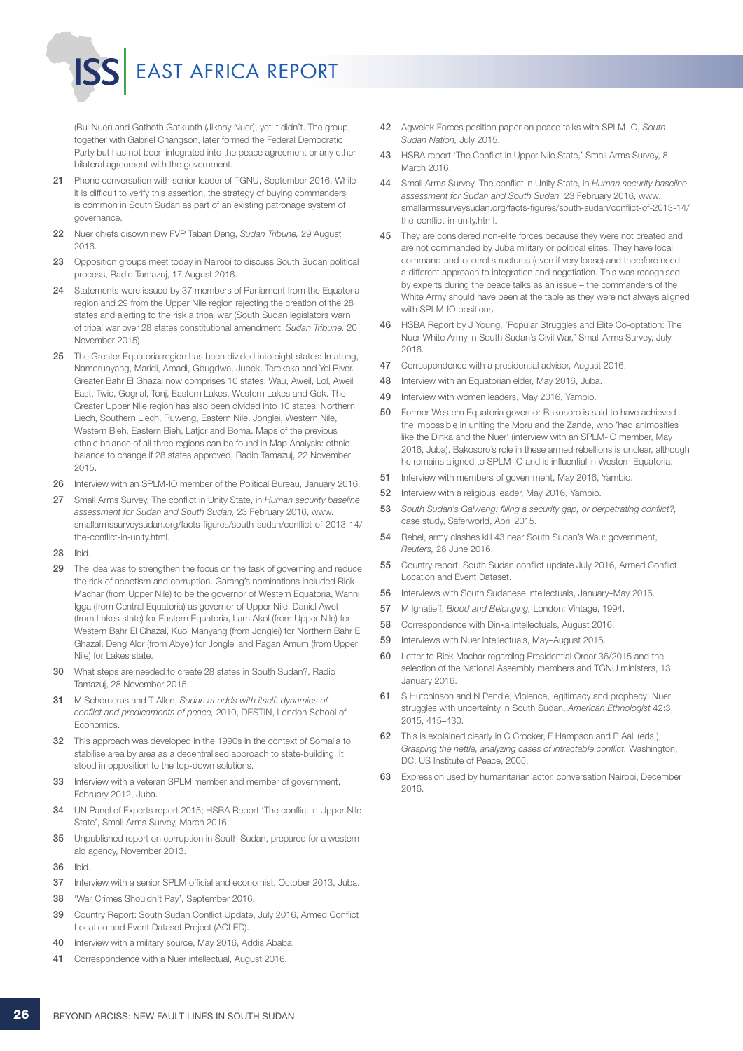(Bul Nuer) and Gathoth Gatkuoth (Jikany Nuer), yet it didn't. The group, together with Gabriel Changson, later formed the Federal Democratic Party but has not been integrated into the peace agreement or any other bilateral agreement with the government.

21 Phone conversation with senior leader of TGNU, September 2016. While it is difficult to verify this assertion, the strategy of buying commanders is common in South Sudan as part of an existing patronage system of governance.

22 Nuer chiefs disown new FVP Taban Deng, *Sudan Tribune,* 29 August 2016.

23 Opposition groups meet today in Nairobi to discuss South Sudan political process, Radio Tamazuj, 17 August 2016.

24 Statements were issued by 37 members of Parliament from the Equatoria region and 29 from the Upper Nile region rejecting the creation of the 28 states and alerting to the risk a tribal war (South Sudan legislators warn of tribal war over 28 states constitutional amendment, *Sudan Tribune,* 20 November 2015).

25 The Greater Equatoria region has been divided into eight states: Imatong, Namorunyang, Maridi, Amadi, Gbugdwe, Jubek, Terekeka and Yei River. Greater Bahr El Ghazal now comprises 10 states: Wau, Aweil, Lol, Aweil East, Twic, Gogrial, Tonj, Eastern Lakes, Western Lakes and Gok. The Greater Upper Nile region has also been divided into 10 states: Northern Liech, Southern Liech, Ruweng, Eastern Nile, Jonglei, Western Nile, Western Bieh, Eastern Bieh, Latjor and Boma. Maps of the previous ethnic balance of all three regions can be found in Map Analysis: ethnic balance to change if 28 states approved, Radio Tamazuj, 22 November 2015.

26 Interview with an SPLM-IO member of the Political Bureau, January 2016.

27 Small Arms Survey, The conflict in Unity State, in *Human security baseline assessment for Sudan and South Sudan,* 23 February 2016, www.smallarmssurveysudan.org/facts-figures/south-sudan/conflict-of-2013-14/the-conflict-in-unity.html.

28 Ibid.

29 The idea was to strengthen the focus on the task of governing and reduce the risk of nepotism and corruption. Garang's nominations included Riek Machar (from Upper Nile) to be the governor of Western Equatoria, Wanni Igga (from Central Equatoria) as governor of Upper Nile, Daniel Awet (from Lakes state) for Eastern Equatoria, Lam Akol (from Upper Nile) for Western Bahr El Ghazal, Kuol Manyang (from Jonglei) for Northern Bahr El Ghazal, Deng Alor (from Abyei) for Jonglei and Pagan Amum (from Upper Nile) for Lakes state.

30 What steps are needed to create 28 states in South Sudan?, Radio Tamazuj, 28 November 2015.

31 M Schomerus and T Allen, *Sudan at odds with itself: dynamics of conflict and predicaments of peace,* 2010, DESTIN, London School of Economics.

32 This approach was developed in the 1990s in the context of Somalia to stabilise area by area as a decentralised approach to state-building. It stood in opposition to the top-down solutions.

33 Interview with a veteran SPLM member and member of government, February 2012, Juba.

34 UN Panel of Experts report 2015; HSBA Report 'The conflict in Upper Nile State', Small Arms Survey, March 2016.

35 Unpublished report on corruption in South Sudan, prepared for a western aid agency, November 2013.

36 Ibid.

37 Interview with a senior SPLM official and economist, October 2013, Juba.

38 'War Crimes Shouldn't Pay', September 2016.

39 Country Report: South Sudan Conflict Update, July 2016, Armed Conflict Location and Event Dataset Project (ACLED).

40 Interview with a military source, May 2016, Addis Ababa.

41 Correspondence with a Nuer intellectual, August 2016.

42 Agwelek Forces position paper on peace talks with SPLM-IO, *South Sudan Nation,* July 2015.

43 HSBA report 'The Conflict in Upper Nile State,' Small Arms Survey, 8 March 2016.

44 Small Arms Survey, The conflict in Unity State, in *Human security baseline assessment for Sudan and South Sudan,* 23 February 2016, www.smallarmssurveysudan.org/facts-figures/south-sudan/conflict-of-2013-14/the-conflict-in-unity.html.

45 They are considered non-elite forces because they were not created and are not commanded by Juba military or political elites. They have local command-and-control structures (even if very loose) and therefore need a different approach to integration and negotiation. This was recognised by experts during the peace talks as an issue – the commanders of the White Army should have been at the table as they were not always aligned with SPLM-IO positions.

46 HSBA Report by J Young, 'Popular Struggles and Elite Co-optation: The Nuer White Army in South Sudan's Civil War,' Small Arms Survey, July 2016.

47 Correspondence with a presidential advisor, August 2016.

48 Interview with an Equatorian elder, May 2016, Juba.

49 Interview with women leaders, May 2016, Yambio.

50 Former Western Equatoria governor Bakosoro is said to have achieved the impossible in uniting the Moru and the Zande, who 'had animosities like the Dinka and the Nuer' (interview with an SPLM-IO member, May 2016, Juba). Bakosoro's role in these armed rebellions is unclear, although he remains aligned to SPLM-IO and is influential in Western Equatoria.

51 Interview with members of government, May 2016, Yambio.

52 Interview with a religious leader, May 2016, Yambio.

53 *South Sudan's Galweng: filling a security gap, or perpetrating conflict?,* case study, Saferworld, April 2015.

54 Rebel, army clashes kill 43 near South Sudan's Wau: government, *Reuters,* 28 June 2016.

55 Country report: South Sudan conflict update July 2016, Armed Conflict Location and Event Dataset.

56 Interviews with South Sudanese intellectuals, January–May 2016.

57 M Ignatieff, *Blood and Belonging,* London: Vintage, 1994.

58 Correspondence with Dinka intellectuals, August 2016.

59 Interviews with Nuer intellectuals, May–August 2016.

60 Letter to Riek Machar regarding Presidential Order 36/2015 and the selection of the National Assembly members and TGNU ministers, 13 January 2016.

61 S Hutchinson and N Pendle, Violence, legitimacy and prophecy: Nuer struggles with uncertainty in South Sudan, *American Ethnologist* 42:3, 2015, 415–430.

62 This is explained clearly in C Crocker, F Hampson and P Aall (eds.), *Grasping the nettle, analyzing cases of intractable conflict,* Washington, DC: US Institute of Peace, 2005.

63 Expression used by humanitarian actor, conversation Nairobi, December 2016.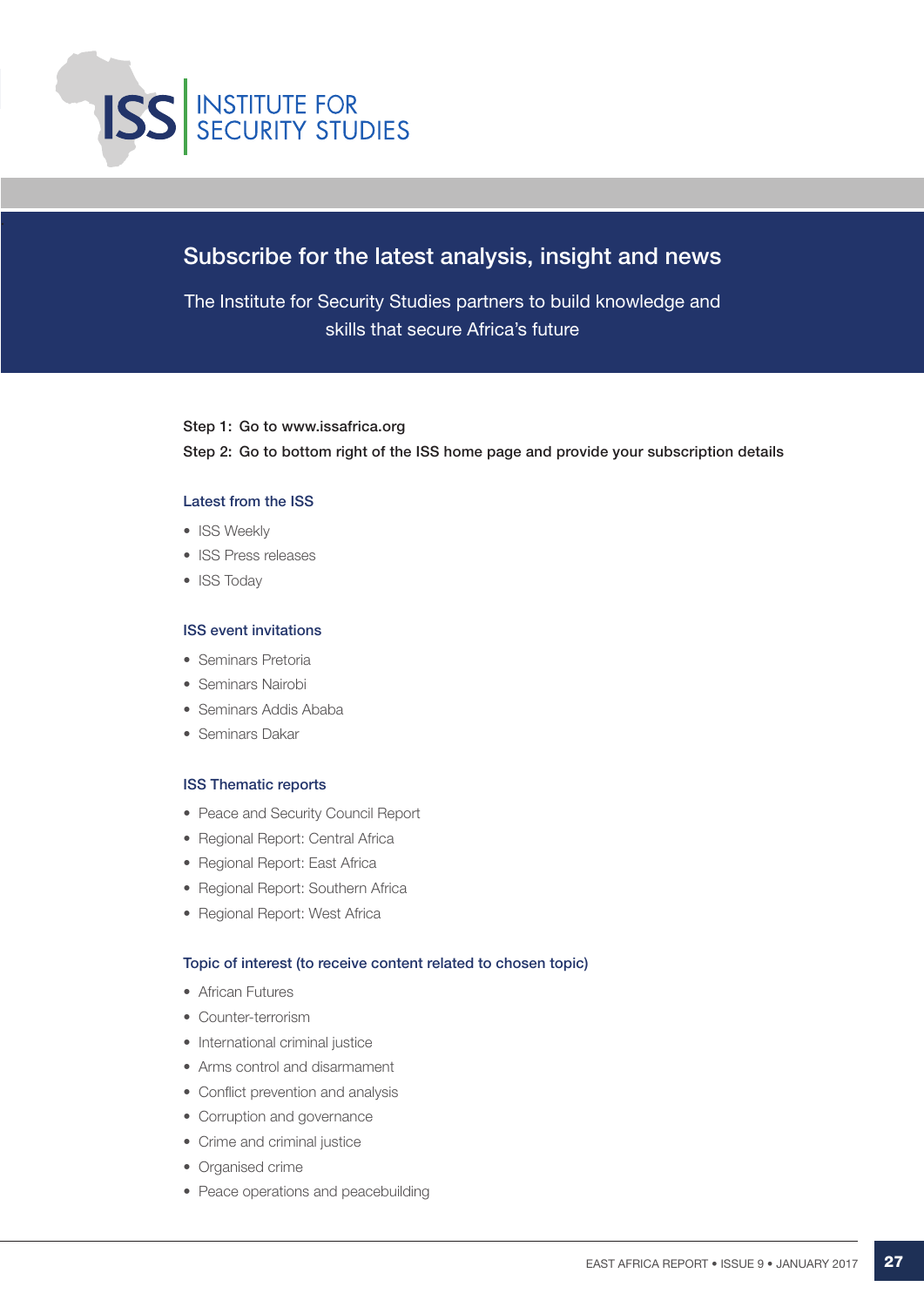ISS | INSTITUTE FOR SECURITY STUDIES

## Subscribe for the latest analysis, insight and news

The Institute for Security Studies partners to build knowledge and skills that secure Africa's future

**Step 1: Go to www.issafrica.org**

**Step 2: Go to bottom right of the ISS home page and provide your subscription details**

### Latest from the ISS

- ISS Weekly
- ISS Press releases
- ISS Today

### ISS event invitations

- Seminars Pretoria
- Seminars Nairobi
- Seminars Addis Ababa
- Seminars Dakar

### ISS Thematic reports

- Peace and Security Council Report
- Regional Report: Central Africa
- Regional Report: East Africa
- Regional Report: Southern Africa
- Regional Report: West Africa

### Topic of interest (to receive content related to chosen topic)

- African Futures
- Counter-terrorism
- International criminal justice
- Arms control and disarmament
- Conflict prevention and analysis
- Corruption and governance
- Crime and criminal justice
- Organised crime
- Peace operations and peacebuilding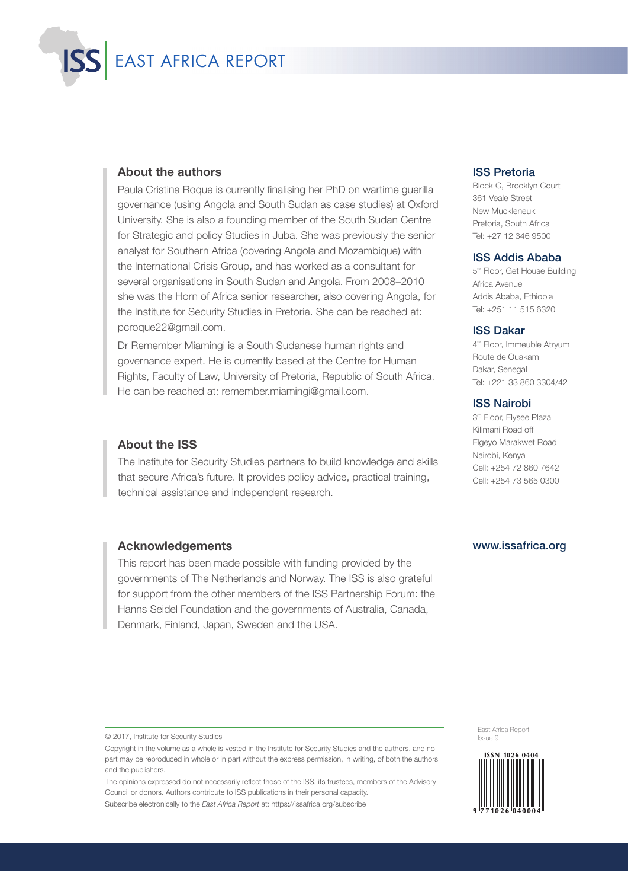# EAST AFRICA REPORT

## About the authors

Paula Cristina Roque is currently finalising her PhD on wartime guerilla governance (using Angola and South Sudan as case studies) at Oxford University. She is also a founding member of the South Sudan Centre for Strategic and policy Studies in Juba. She was previously the senior analyst for Southern Africa (covering Angola and Mozambique) with the International Crisis Group, and has worked as a consultant for several organisations in South Sudan and Angola. From 2008–2010 she was the Horn of Africa senior researcher, also covering Angola, for the Institute for Security Studies in Pretoria. She can be reached at: pcroque22@gmail.com.

Dr Remember Miamingi is a South Sudanese human rights and governance expert. He is currently based at the Centre for Human Rights, Faculty of Law, University of Pretoria, Republic of South Africa. He can be reached at: remember.miamingi@gmail.com.

## About the ISS

The Institute for Security Studies partners to build knowledge and skills that secure Africa's future. It provides policy advice, practical training, technical assistance and independent research.

## Acknowledgements

This report has been made possible with funding provided by the governments of The Netherlands and Norway. The ISS is also grateful for support from the other members of the ISS Partnership Forum: the Hanns Seidel Foundation and the governments of Australia, Canada, Denmark, Finland, Japan, Sweden and the USA.

### ISS Pretoria

Block C, Brooklyn Court
361 Veale Street
New Muckleneuk
Pretoria, South Africa
Tel: +27 12 346 9500

### ISS Addis Ababa

5th Floor, Get House Building
Africa Avenue
Addis Ababa, Ethiopia
Tel: +251 11 515 6320

### ISS Dakar

4th Floor, Immeuble Atryum
Route de Ouakam
Dakar, Senegal
Tel: +221 33 860 3304/42

### ISS Nairobi

3rd Floor, Elysee Plaza
Kilimani Road off
Elgeyo Marakwet Road
Nairobi, Kenya
Cell: +254 72 860 7642
Cell: +254 73 565 0300

www.issafrica.org

© 2017, Institute for Security Studies

Copyright in the volume as a whole is vested in the Institute for Security Studies and the authors, and no part may be reproduced in whole or in part without the express permission, in writing, of both the authors and the publishers.

The opinions expressed do not necessarily reflect those of the ISS, its trustees, members of the Advisory Council or donors. Authors contribute to ISS publications in their personal capacity.

Subscribe electronically to the *East Africa Report* at: https://issafrica.org/subscribe

East Africa Report
Issue 9

ISSN 1026-0404